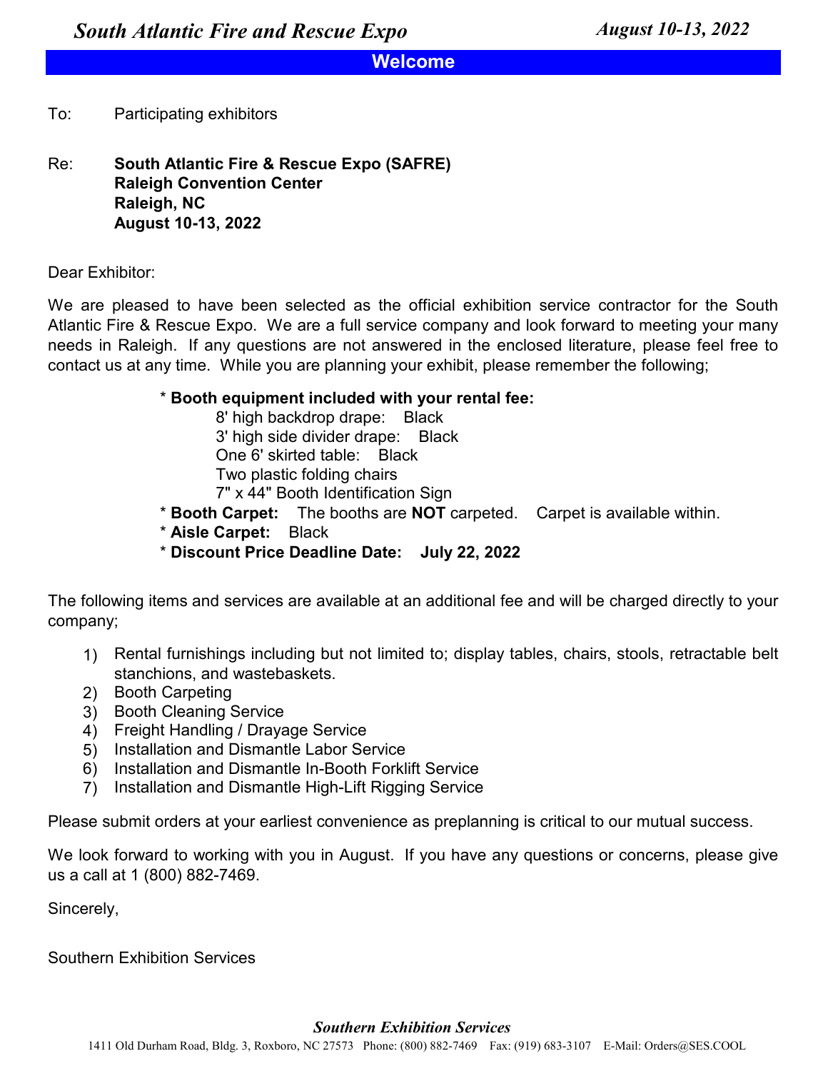# South Atlantic Fire and Rescue Expo

**August 10-13, 2022**

## Welcome

To: Participating exhibitors

Re: **South Atlantic Fire & Rescue Expo (SAFRE)**
**Raleigh Convention Center**
**Raleigh, NC**
**August 10-13, 2022**

Dear Exhibitor:

We are pleased to have been selected as the official exhibition service contractor for the South Atlantic Fire & Rescue Expo. We are a full service company and look forward to meeting your many needs in Raleigh. If any questions are not answered in the enclosed literature, please feel free to contact us at any time. While you are planning your exhibit, please remember the following;

- **Booth equipment included with your rental fee:**
  - 8' high backdrop drape: Black
  - 3' high side divider drape: Black
  - One 6' skirted table: Black
  - Two plastic folding chairs
  - 7" x 44" Booth Identification Sign
- **Booth Carpet:** The booths are **NOT** carpeted. Carpet is available within.
- **Aisle Carpet:** Black
- **Discount Price Deadline Date: July 22, 2022**

The following items and services are available at an additional fee and will be charged directly to your company;

1) Rental furnishings including but not limited to; display tables, chairs, stools, retractable belt stanchions, and wastebaskets.
2) Booth Carpeting
3) Booth Cleaning Service
4) Freight Handling / Drayage Service
5) Installation and Dismantle Labor Service
6) Installation and Dismantle In-Booth Forklift Service
7) Installation and Dismantle High-Lift Rigging Service

Please submit orders at your earliest convenience as preplanning is critical to our mutual success.

We look forward to working with you in August. If you have any questions or concerns, please give us a call at 1 (800) 882-7469.

Sincerely,

Southern Exhibition Services

*Southern Exhibition Services*
1411 Old Durham Road, Bldg. 3, Roxboro, NC 27573 Phone: (800) 882-7469 Fax: (919) 683-3107 E-Mail: Orders@SES.COOL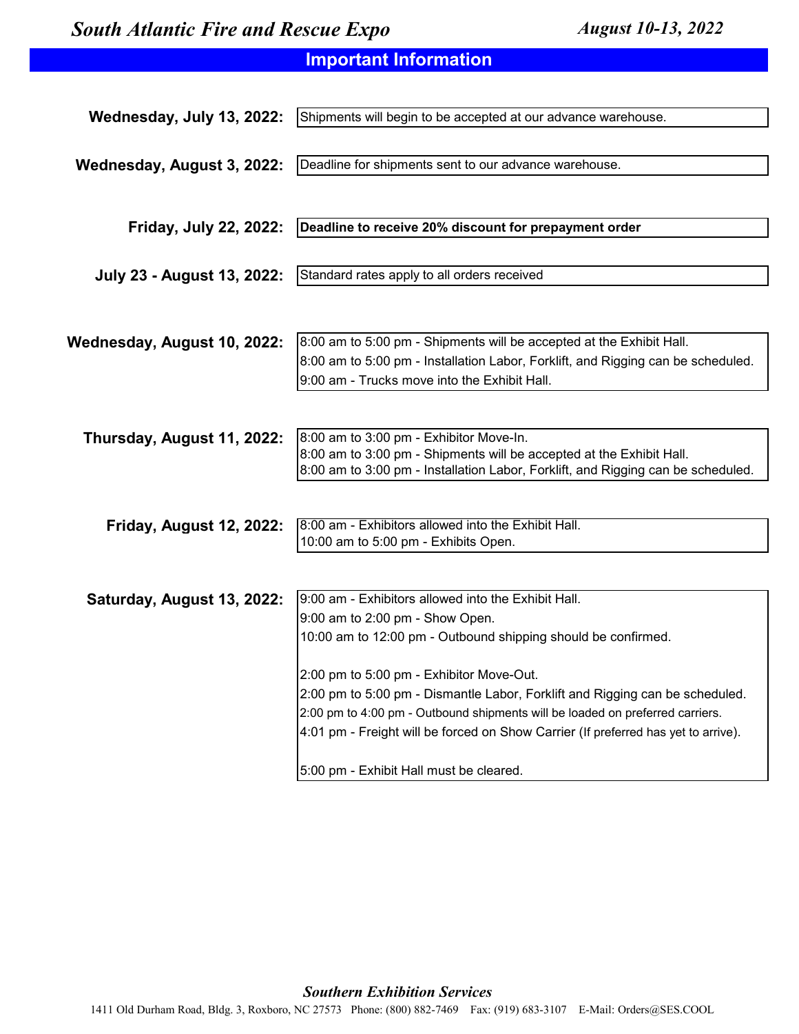*South Atlantic Fire and Rescue Expo* — *August 10-13, 2022*

## Important Information

**Wednesday, July 13, 2022:** Shipments will begin to be accepted at our advance warehouse.

**Wednesday, August 3, 2022:** Deadline for shipments sent to our advance warehouse.

**Friday, July 22, 2022:** **Deadline to receive 20% discount for prepayment order**

**July 23 - August 13, 2022:** Standard rates apply to all orders received

**Wednesday, August 10, 2022:**
- 8:00 am to 5:00 pm - Shipments will be accepted at the Exhibit Hall.
- 8:00 am to 5:00 pm - Installation Labor, Forklift, and Rigging can be scheduled.
- 9:00 am - Trucks move into the Exhibit Hall.

**Thursday, August 11, 2022:**
- 8:00 am to 3:00 pm - Exhibitor Move-In.
- 8:00 am to 3:00 pm - Shipments will be accepted at the Exhibit Hall.
- 8:00 am to 3:00 pm - Installation Labor, Forklift, and Rigging can be scheduled.

**Friday, August 12, 2022:**
- 8:00 am - Exhibitors allowed into the Exhibit Hall.
- 10:00 am to 5:00 pm - Exhibits Open.

**Saturday, August 13, 2022:**
- 9:00 am - Exhibitors allowed into the Exhibit Hall.
- 9:00 am to 2:00 pm - Show Open.
- 10:00 am to 12:00 pm - Outbound shipping should be confirmed.

- 2:00 pm to 5:00 pm - Exhibitor Move-Out.
- 2:00 pm to 5:00 pm - Dismantle Labor, Forklift and Rigging can be scheduled.
- 2:00 pm to 4:00 pm - Outbound shipments will be loaded on preferred carriers.
- 4:01 pm - Freight will be forced on Show Carrier (If preferred has yet to arrive).

- 5:00 pm - Exhibit Hall must be cleared.

***Southern Exhibition Services***

1411 Old Durham Road, Bldg. 3, Roxboro, NC 27573 Phone: (800) 882-7469 Fax: (919) 683-3107 E-Mail: Orders@SES.COOL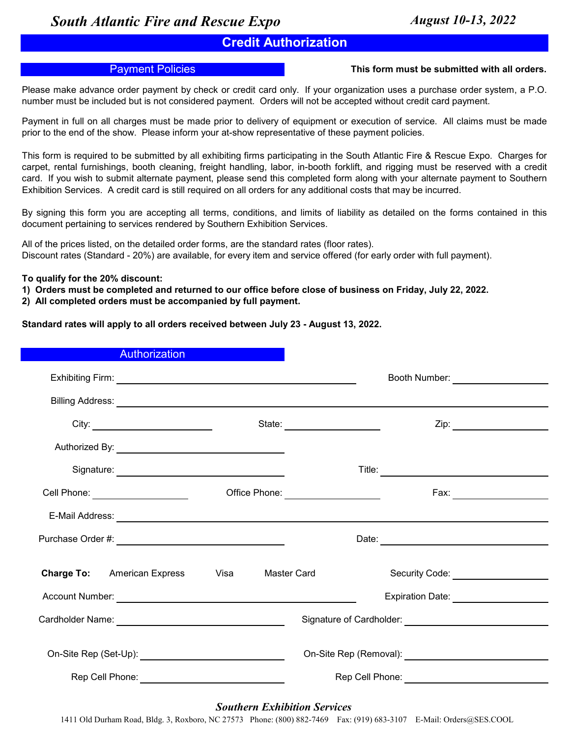*South Atlantic Fire and Rescue Expo* — *August 10-13, 2022*

# Credit Authorization

## Payment Policies

**This form must be submitted with all orders.**

Please make advance order payment by check or credit card only. If your organization uses a purchase order system, a P.O. number must be included but is not considered payment. Orders will not be accepted without credit card payment.

Payment in full on all charges must be made prior to delivery of equipment or execution of service. All claims must be made prior to the end of the show. Please inform your at-show representative of these payment policies.

This form is required to be submitted by all exhibiting firms participating in the South Atlantic Fire & Rescue Expo. Charges for carpet, rental furnishings, booth cleaning, freight handling, labor, in-booth forklift, and rigging must be reserved with a credit card. If you wish to submit alternate payment, please send this completed form along with your alternate payment to Southern Exhibition Services. A credit card is still required on all orders for any additional costs that may be incurred.

By signing this form you are accepting all terms, conditions, and limits of liability as detailed on the forms contained in this document pertaining to services rendered by Southern Exhibition Services.

All of the prices listed, on the detailed order forms, are the standard rates (floor rates).
Discount rates (Standard - 20%) are available, for every item and service offered (for early order with full payment).

**To qualify for the 20% discount:**
**1) Orders must be completed and returned to our office before close of business on Friday, July 22, 2022.**
**2) All completed orders must be accompanied by full payment.**

**Standard rates will apply to all orders received between July 23 - August 13, 2022.**

## Authorization

Exhibiting Firm: ______________________ Booth Number: ______________

Billing Address: ______________________________________________

City: ______________ State: ______________ Zip: ______________

Authorized By: ______________________

Signature: ______________________ Title: ______________________

Cell Phone: ______________ Office Phone: ______________ Fax: ______________

E-Mail Address: ______________________________________________

Purchase Order #: ______________________ Date: ______________________

**Charge To:** American Express Visa Master Card Security Code: ______________

Account Number: ______________________ Expiration Date: ______________

Cardholder Name: ______________________ Signature of Cardholder: ______________________

On-Site Rep (Set-Up): ______________________ On-Site Rep (Removal): ______________________

Rep Cell Phone: ______________________ Rep Cell Phone: ______________________

*Southern Exhibition Services*
1411 Old Durham Road, Bldg. 3, Roxboro, NC 27573 Phone: (800) 882-7469 Fax: (919) 683-3107 E-Mail: Orders@SES.COOL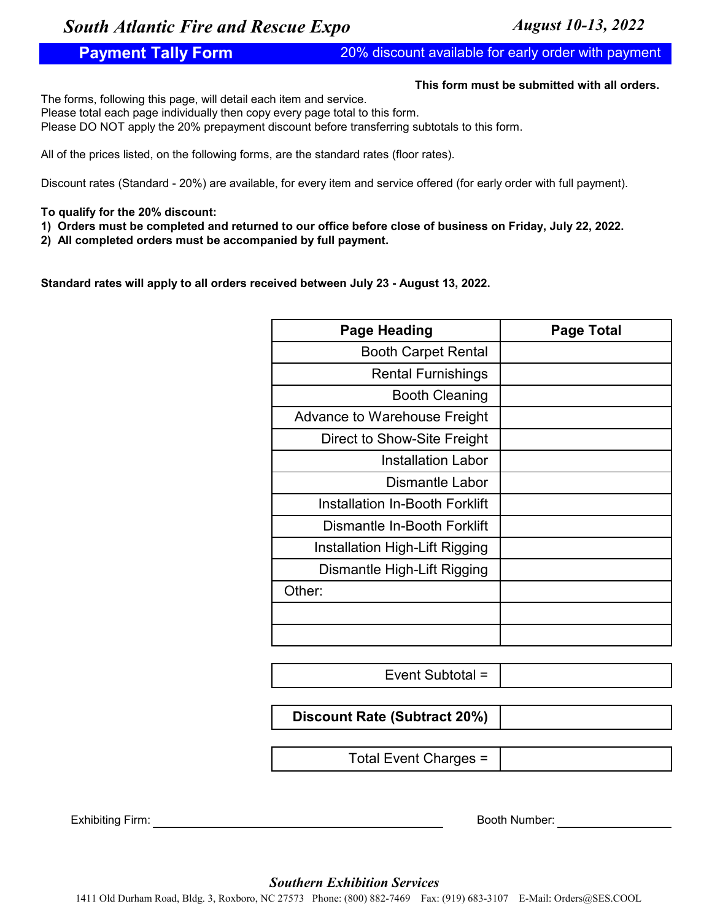# *South Atlantic Fire and Rescue Expo*

***August 10-13, 2022***

## Payment Tally Form

20% discount available for early order with payment

**This form must be submitted with all orders.**

The forms, following this page, will detail each item and service.
Please total each page individually then copy every page total to this form.
Please DO NOT apply the 20% prepayment discount before transferring subtotals to this form.

All of the prices listed, on the following forms, are the standard rates (floor rates).

Discount rates (Standard - 20%) are available, for every item and service offered (for early order with full payment).

**To qualify for the 20% discount:**

**1) Orders must be completed and returned to our office before close of business on Friday, July 22, 2022.**

**2) All completed orders must be accompanied by full payment.**

**Standard rates will apply to all orders received between July 23 - August 13, 2022.**

| Page Heading | Page Total |
|---|---|
| Booth Carpet Rental | |
| Rental Furnishings | |
| Booth Cleaning | |
| Advance to Warehouse Freight | |
| Direct to Show-Site Freight | |
| Installation Labor | |
| Dismantle Labor | |
| Installation In-Booth Forklift | |
| Dismantle In-Booth Forklift | |
| Installation High-Lift Rigging | |
| Dismantle High-Lift Rigging | |
| Other: | |
| | |
| | |

| | |
|---|---|
| Event Subtotal = | |
| **Discount Rate (Subtract 20%)** | |
| Total Event Charges = | |

Exhibiting Firm: ______________________________ Booth Number: ______________

***Southern Exhibition Services***

1411 Old Durham Road, Bldg. 3, Roxboro, NC 27573 Phone: (800) 882-7469 Fax: (919) 683-3107 E-Mail: Orders@SES.COOL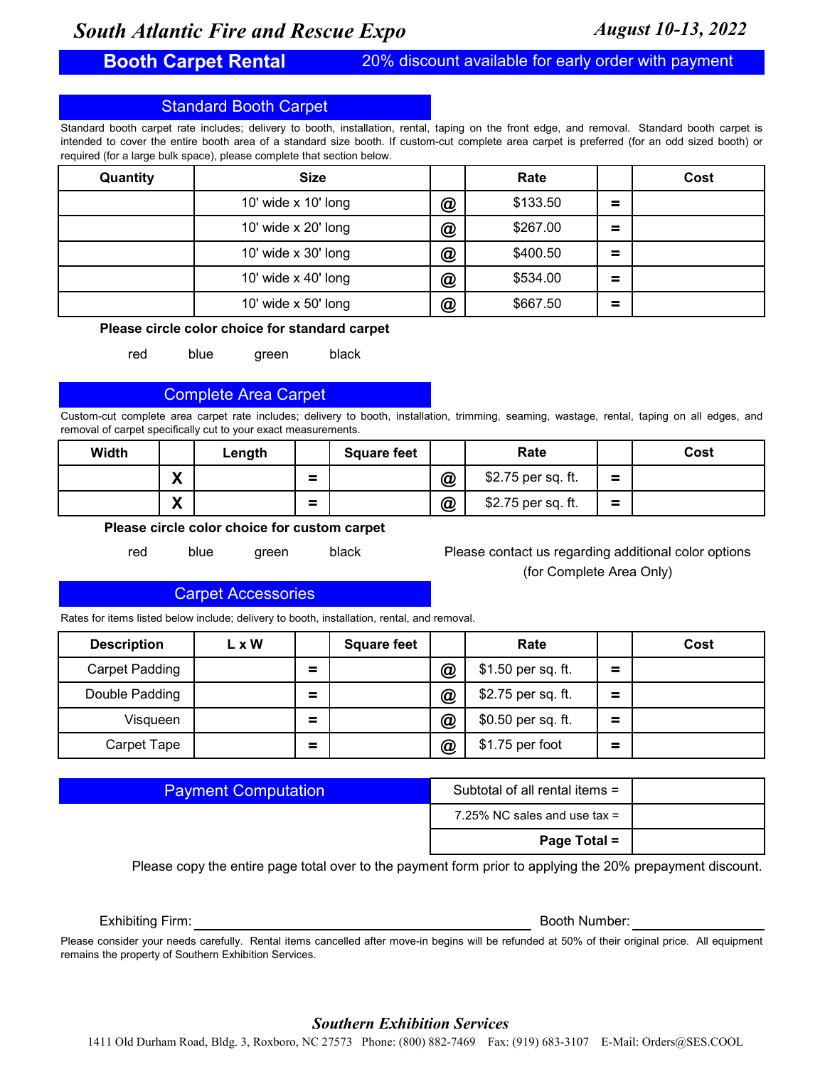# South Atlantic Fire and Rescue Expo

*August 10-13, 2022*

## Booth Carpet Rental

20% discount available for early order with payment

### Standard Booth Carpet

Standard booth carpet rate includes; delivery to booth, installation, rental, taping on the front edge, and removal. Standard booth carpet is intended to cover the entire booth area of a standard size booth. If custom-cut complete area carpet is preferred (for an odd sized booth) or required (for a large bulk space), please complete that section below.

| Quantity | Size | | Rate | | Cost |
|---|---|---|---|---|---|
| | 10' wide x 10' long | @ | $133.50 | = | |
| | 10' wide x 20' long | @ | $267.00 | = | |
| | 10' wide x 30' long | @ | $400.50 | = | |
| | 10' wide x 40' long | @ | $534.00 | = | |
| | 10' wide x 50' long | @ | $667.50 | = | |

**Please circle color choice for standard carpet**

red blue green black

### Complete Area Carpet

Custom-cut complete area carpet rate includes; delivery to booth, installation, trimming, seaming, wastage, rental, taping on all edges, and removal of carpet specifically cut to your exact measurements.

| Width | | Length | | Square feet | | Rate | | Cost |
|---|---|---|---|---|---|---|---|---|
| | X | | = | | @ | $2.75 per sq. ft. | = | |
| | X | | = | | @ | $2.75 per sq. ft. | = | |

**Please circle color choice for custom carpet**

red blue green black

Please contact us regarding additional color options (for Complete Area Only)

### Carpet Accessories

Rates for items listed below include; delivery to booth, installation, rental, and removal.

| Description | L x W | | Square feet | | Rate | | Cost |
|---|---|---|---|---|---|---|---|
| Carpet Padding | | = | | @ | $1.50 per sq. ft. | = | |
| Double Padding | | = | | @ | $2.75 per sq. ft. | = | |
| Visqueen | | = | | @ | $0.50 per sq. ft. | = | |
| Carpet Tape | | = | | @ | $1.75 per foot | = | |

### Payment Computation

| | |
|---|---|
| Subtotal of all rental items = | |
| 7.25% NC sales and use tax = | |
| **Page Total =** | |

Please copy the entire page total over to the payment form prior to applying the 20% prepayment discount.

Exhibiting Firm: ______________________________ Booth Number: ____________

Please consider your needs carefully. Rental items cancelled after move-in begins will be refunded at 50% of their original price. All equipment remains the property of Southern Exhibition Services.

***Southern Exhibition Services***

1411 Old Durham Road, Bldg. 3, Roxboro, NC 27573 Phone: (800) 882-7469 Fax: (919) 683-3107 E-Mail: Orders@SES.COOL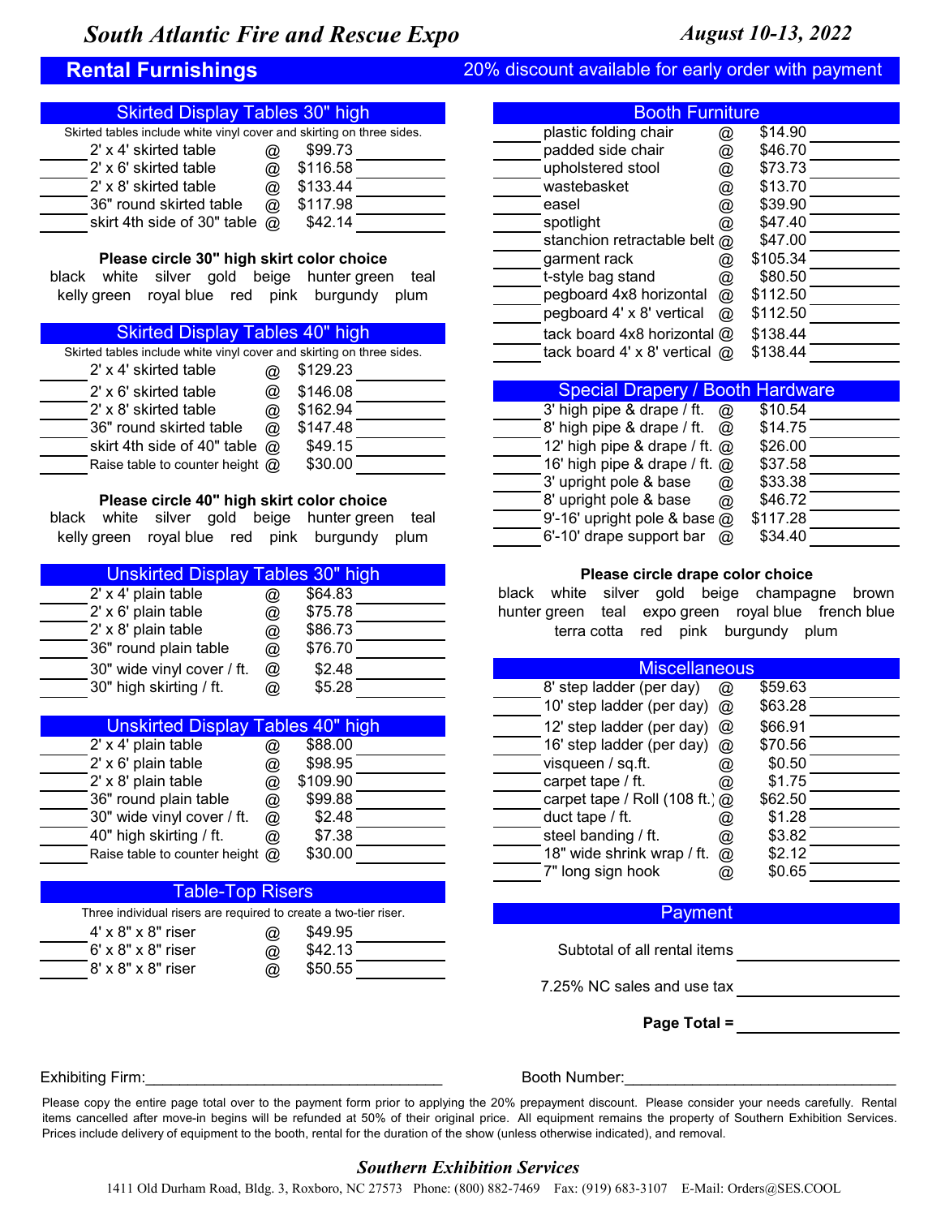# South Atlantic Fire and Rescue Expo

*August 10-13, 2022*

## Rental Furnishings

20% discount available for early order with payment

### Skirted Display Tables 30" high

Skirted tables include white vinyl cover and skirting on three sides.

| Qty | Item | | Price | Total |
|---|---|---|---|---|
| | 2' x 4' skirted table | @ | $99.73 | |
| | 2' x 6' skirted table | @ | $116.58 | |
| | 2' x 8' skirted table | @ | $133.44 | |
| | 36" round skirted table | @ | $117.98 | |
| | skirt 4th side of 30" table | @ | $42.14 | |

**Please circle 30" high skirt color choice**

black white silver gold beige hunter green teal
kelly green royal blue red pink burgundy plum

### Skirted Display Tables 40" high

Skirted tables include white vinyl cover and skirting on three sides.

| Qty | Item | | Price | Total |
|---|---|---|---|---|
| | 2' x 4' skirted table | @ | $129.23 | |
| | 2' x 6' skirted table | @ | $146.08 | |
| | 2' x 8' skirted table | @ | $162.94 | |
| | 36" round skirted table | @ | $147.48 | |
| | skirt 4th side of 40" table | @ | $49.15 | |
| | Raise table to counter height | @ | $30.00 | |

**Please circle 40" high skirt color choice**

black white silver gold beige hunter green teal
kelly green royal blue red pink burgundy plum

### Unskirted Display Tables 30" high

| Qty | Item | | Price | Total |
|---|---|---|---|---|
| | 2' x 4' plain table | @ | $64.83 | |
| | 2' x 6' plain table | @ | $75.78 | |
| | 2' x 8' plain table | @ | $86.73 | |
| | 36" round plain table | @ | $76.70 | |
| | 30" wide vinyl cover / ft. | @ | $2.48 | |
| | 30" high skirting / ft. | @ | $5.28 | |

### Unskirted Display Tables 40" high

| Qty | Item | | Price | Total |
|---|---|---|---|---|
| | 2' x 4' plain table | @ | $88.00 | |
| | 2' x 6' plain table | @ | $98.95 | |
| | 2' x 8' plain table | @ | $109.90 | |
| | 36" round plain table | @ | $99.88 | |
| | 30" wide vinyl cover / ft. | @ | $2.48 | |
| | 40" high skirting / ft. | @ | $7.38 | |
| | Raise table to counter height | @ | $30.00 | |

### Table-Top Risers

Three individual risers are required to create a two-tier riser.

| Qty | Item | | Price | Total |
|---|---|---|---|---|
| | 4' x 8" x 8" riser | @ | $49.95 | |
| | 6' x 8" x 8" riser | @ | $42.13 | |
| | 8' x 8" x 8" riser | @ | $50.55 | |

### Booth Furniture

| Qty | Item | | Price | Total |
|---|---|---|---|---|
| | plastic folding chair | @ | $14.90 | |
| | padded side chair | @ | $46.70 | |
| | upholstered stool | @ | $73.73 | |
| | wastebasket | @ | $13.70 | |
| | easel | @ | $39.90 | |
| | spotlight | @ | $47.40 | |
| | stanchion retractable belt | @ | $47.00 | |
| | garment rack | @ | $105.34 | |
| | t-style bag stand | @ | $80.50 | |
| | pegboard 4x8 horizontal | @ | $112.50 | |
| | pegboard 4' x 8' vertical | @ | $112.50 | |
| | tack board 4x8 horizontal | @ | $138.44 | |
| | tack board 4' x 8' vertical | @ | $138.44 | |

### Special Drapery / Booth Hardware

| Qty | Item | | Price | Total |
|---|---|---|---|---|
| | 3' high pipe & drape / ft. | @ | $10.54 | |
| | 8' high pipe & drape / ft. | @ | $14.75 | |
| | 12' high pipe & drape / ft. | @ | $26.00 | |
| | 16' high pipe & drape / ft. | @ | $37.58 | |
| | 3' upright pole & base | @ | $33.38 | |
| | 8' upright pole & base | @ | $46.72 | |
| | 9'-16' upright pole & base | @ | $117.28 | |
| | 6'-10' drape support bar | @ | $34.40 | |

**Please circle drape color choice**

black white silver gold beige champagne brown
hunter green teal expo green royal blue french blue
terra cotta red pink burgundy plum

### Miscellaneous

| Qty | Item | | Price | Total |
|---|---|---|---|---|
| | 8' step ladder (per day) | @ | $59.63 | |
| | 10' step ladder (per day) | @ | $63.28 | |
| | 12' step ladder (per day) | @ | $66.91 | |
| | 16' step ladder (per day) | @ | $70.56 | |
| | visqueen / sq.ft. | @ | $0.50 | |
| | carpet tape / ft. | @ | $1.75 | |
| | carpet tape / Roll (108 ft.) | @ | $62.50 | |
| | duct tape / ft. | @ | $1.28 | |
| | steel banding / ft. | @ | $3.82 | |
| | 18" wide shrink wrap / ft. | @ | $2.12 | |
| | 7" long sign hook | @ | $0.65 | |

### Payment

Subtotal of all rental items ____________

7.25% NC sales and use tax ____________

**Page Total =** ____________

Exhibiting Firm:______________________________ Booth Number:______________________________

Please copy the entire page total over to the payment form prior to applying the 20% prepayment discount. Please consider your needs carefully. Rental items cancelled after move-in begins will be refunded at 50% of their original price. All equipment remains the property of Southern Exhibition Services. Prices include delivery of equipment to the booth, rental for the duration of the show (unless otherwise indicated), and removal.

***Southern Exhibition Services***

1411 Old Durham Road, Bldg. 3, Roxboro, NC 27573 Phone: (800) 882-7469 Fax: (919) 683-3107 E-Mail: Orders@SES.COOL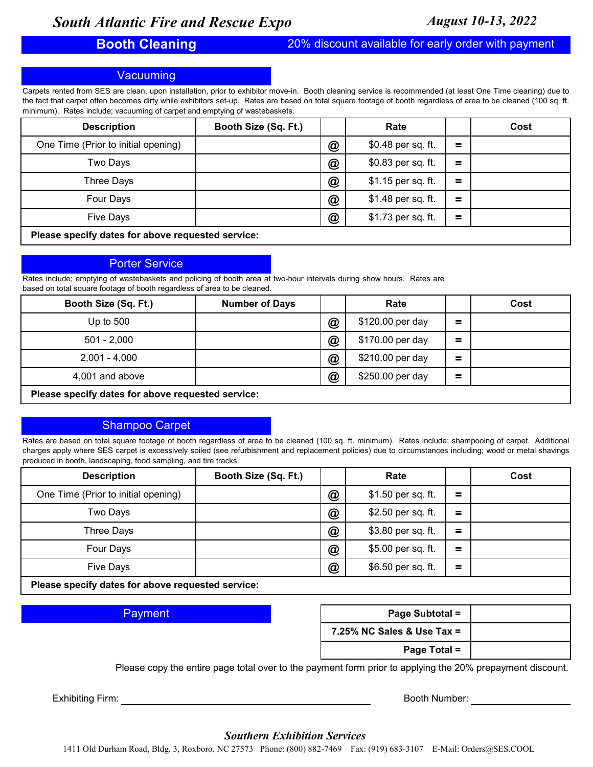# South Atlantic Fire and Rescue Expo

*August 10-13, 2022*

## Booth Cleaning

20% discount available for early order with payment

### Vacuuming

Carpets rented from SES are clean, upon installation, prior to exhibitor move-in. Booth cleaning service is recommended (at least One Time cleaning) due to the fact that carpet often becomes dirty while exhibitors set-up. Rates are based on total square footage of booth regardless of area to be cleaned (100 sq. ft. minimum). Rates include; vacuuming of carpet and emptying of wastebaskets.

| Description | Booth Size (Sq. Ft.) | | Rate | | Cost |
|---|---|---|---|---|---|
| One Time (Prior to initial opening) | | @ | $0.48 per sq. ft. | = | |
| Two Days | | @ | $0.83 per sq. ft. | = | |
| Three Days | | @ | $1.15 per sq. ft. | = | |
| Four Days | | @ | $1.48 per sq. ft. | = | |
| Five Days | | @ | $1.73 per sq. ft. | = | |
| **Please specify dates for above requested service:** | | | | | |

### Porter Service

Rates include; emptying of wastebaskets and policing of booth area at two-hour intervals during show hours. Rates are based on total square footage of booth regardless of area to be cleaned.

| Booth Size (Sq. Ft.) | Number of Days | | Rate | | Cost |
|---|---|---|---|---|---|
| Up to 500 | | @ | $120.00 per day | = | |
| 501 - 2,000 | | @ | $170.00 per day | = | |
| 2,001 - 4,000 | | @ | $210.00 per day | = | |
| 4,001 and above | | @ | $250.00 per day | = | |
| **Please specify dates for above requested service:** | | | | | |

### Shampoo Carpet

Rates are based on total square footage of booth regardless of area to be cleaned (100 sq. ft. minimum). Rates include; shampooing of carpet. Additional charges apply where SES carpet is excessively soiled (see refurbishment and replacement policies) due to circumstances including; wood or metal shavings produced in booth, landscaping, food sampling, and tire tracks.

| Description | Booth Size (Sq. Ft.) | | Rate | | Cost |
|---|---|---|---|---|---|
| One Time (Prior to initial opening) | | @ | $1.50 per sq. ft. | = | |
| Two Days | | @ | $2.50 per sq. ft. | = | |
| Three Days | | @ | $3.80 per sq. ft. | = | |
| Four Days | | @ | $5.00 per sq. ft. | = | |
| Five Days | | @ | $6.50 per sq. ft. | = | |
| **Please specify dates for above requested service:** | | | | | |

### Payment

| | |
|---|---|
| **Page Subtotal =** | |
| **7.25% NC Sales & Use Tax =** | |
| **Page Total =** | |

Please copy the entire page total over to the payment form prior to applying the 20% prepayment discount.

Exhibiting Firm: ______________________________ Booth Number: ____________

*Southern Exhibition Services*

1411 Old Durham Road, Bldg. 3, Roxboro, NC 27573 Phone: (800) 882-7469 Fax: (919) 683-3107 E-Mail: Orders@SES.COOL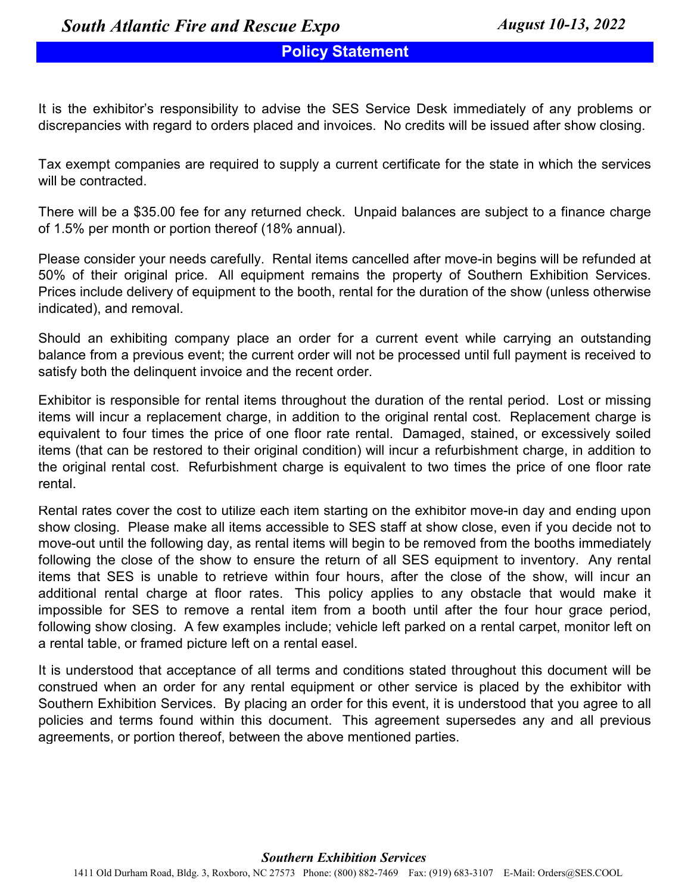## Policy Statement

It is the exhibitor's responsibility to advise the SES Service Desk immediately of any problems or discrepancies with regard to orders placed and invoices. No credits will be issued after show closing.

Tax exempt companies are required to supply a current certificate for the state in which the services will be contracted.

There will be a $35.00 fee for any returned check. Unpaid balances are subject to a finance charge of 1.5% per month or portion thereof (18% annual).

Please consider your needs carefully. Rental items cancelled after move-in begins will be refunded at 50% of their original price. All equipment remains the property of Southern Exhibition Services. Prices include delivery of equipment to the booth, rental for the duration of the show (unless otherwise indicated), and removal.

Should an exhibiting company place an order for a current event while carrying an outstanding balance from a previous event; the current order will not be processed until full payment is received to satisfy both the delinquent invoice and the recent order.

Exhibitor is responsible for rental items throughout the duration of the rental period. Lost or missing items will incur a replacement charge, in addition to the original rental cost. Replacement charge is equivalent to four times the price of one floor rate rental. Damaged, stained, or excessively soiled items (that can be restored to their original condition) will incur a refurbishment charge, in addition to the original rental cost. Refurbishment charge is equivalent to two times the price of one floor rate rental.

Rental rates cover the cost to utilize each item starting on the exhibitor move-in day and ending upon show closing. Please make all items accessible to SES staff at show close, even if you decide not to move-out until the following day, as rental items will begin to be removed from the booths immediately following the close of the show to ensure the return of all SES equipment to inventory. Any rental items that SES is unable to retrieve within four hours, after the close of the show, will incur an additional rental charge at floor rates. This policy applies to any obstacle that would make it impossible for SES to remove a rental item from a booth until after the four hour grace period, following show closing. A few examples include; vehicle left parked on a rental carpet, monitor left on a rental table, or framed picture left on a rental easel.

It is understood that acceptance of all terms and conditions stated throughout this document will be construed when an order for any rental equipment or other service is placed by the exhibitor with Southern Exhibition Services. By placing an order for this event, it is understood that you agree to all policies and terms found within this document. This agreement supersedes any and all previous agreements, or portion thereof, between the above mentioned parties.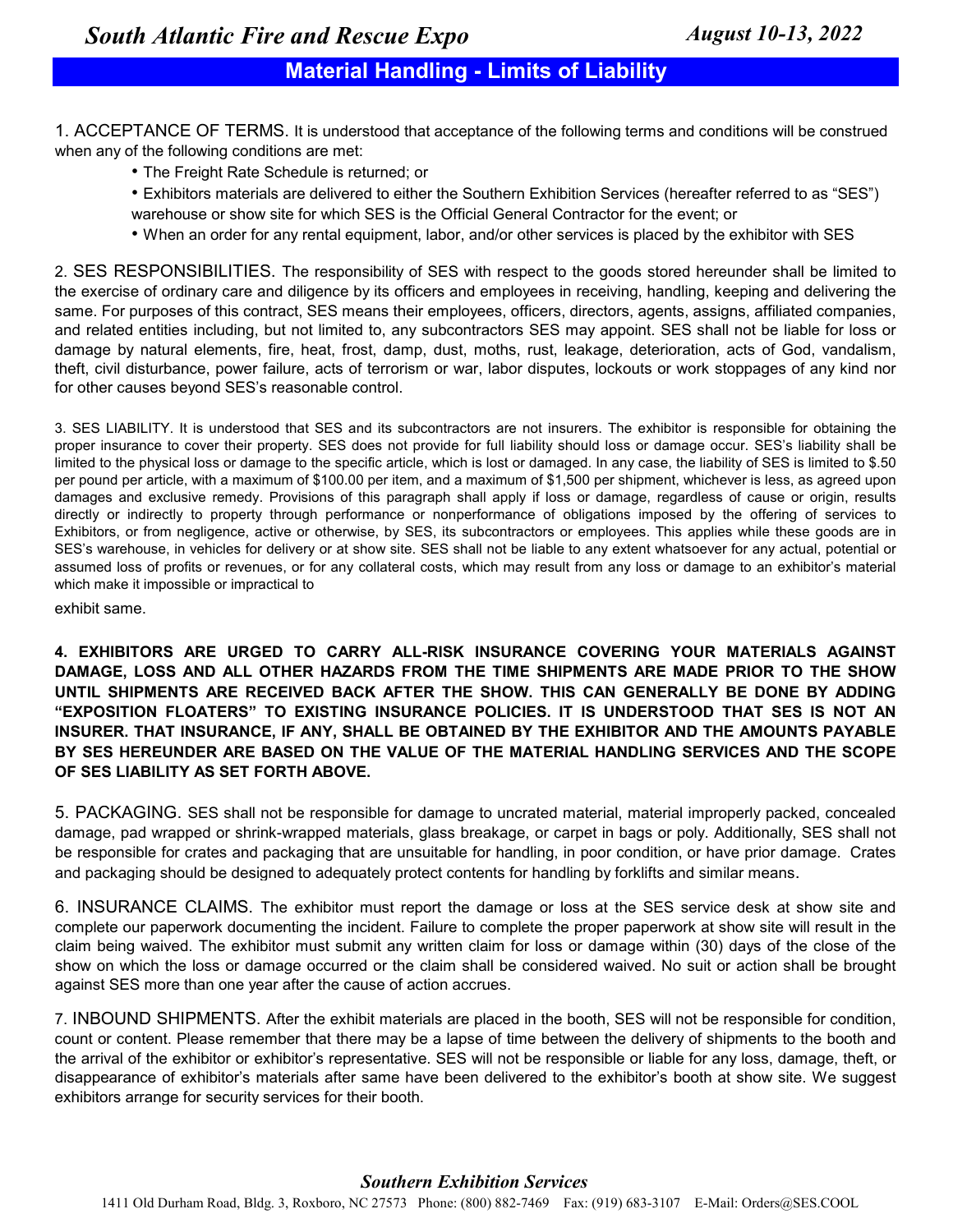# Material Handling - Limits of Liability

1. ACCEPTANCE OF TERMS. It is understood that acceptance of the following terms and conditions will be construed when any of the following conditions are met:

- The Freight Rate Schedule is returned; or
- Exhibitors materials are delivered to either the Southern Exhibition Services (hereafter referred to as "SES") warehouse or show site for which SES is the Official General Contractor for the event; or
- When an order for any rental equipment, labor, and/or other services is placed by the exhibitor with SES

2. SES RESPONSIBILITIES. The responsibility of SES with respect to the goods stored hereunder shall be limited to the exercise of ordinary care and diligence by its officers and employees in receiving, handling, keeping and delivering the same. For purposes of this contract, SES means their employees, officers, directors, agents, assigns, affiliated companies, and related entities including, but not limited to, any subcontractors SES may appoint. SES shall not be liable for loss or damage by natural elements, fire, heat, frost, damp, dust, moths, rust, leakage, deterioration, acts of God, vandalism, theft, civil disturbance, power failure, acts of terrorism or war, labor disputes, lockouts or work stoppages of any kind nor for other causes beyond SES's reasonable control.

3. SES LIABILITY. It is understood that SES and its subcontractors are not insurers. The exhibitor is responsible for obtaining the proper insurance to cover their property. SES does not provide for full liability should loss or damage occur. SES's liability shall be limited to the physical loss or damage to the specific article, which is lost or damaged. In any case, the liability of SES is limited to $.50 per pound per article, with a maximum of $100.00 per item, and a maximum of $1,500 per shipment, whichever is less, as agreed upon damages and exclusive remedy. Provisions of this paragraph shall apply if loss or damage, regardless of cause or origin, results directly or indirectly to property through performance or nonperformance of obligations imposed by the offering of services to Exhibitors, or from negligence, active or otherwise, by SES, its subcontractors or employees. This applies while these goods are in SES's warehouse, in vehicles for delivery or at show site. SES shall not be liable to any extent whatsoever for any actual, potential or assumed loss of profits or revenues, or for any collateral costs, which may result from any loss or damage to an exhibitor's material which make it impossible or impractical to exhibit same.

**4. EXHIBITORS ARE URGED TO CARRY ALL-RISK INSURANCE COVERING YOUR MATERIALS AGAINST DAMAGE, LOSS AND ALL OTHER HAZARDS FROM THE TIME SHIPMENTS ARE MADE PRIOR TO THE SHOW UNTIL SHIPMENTS ARE RECEIVED BACK AFTER THE SHOW. THIS CAN GENERALLY BE DONE BY ADDING "EXPOSITION FLOATERS" TO EXISTING INSURANCE POLICIES. IT IS UNDERSTOOD THAT SES IS NOT AN INSURER. THAT INSURANCE, IF ANY, SHALL BE OBTAINED BY THE EXHIBITOR AND THE AMOUNTS PAYABLE BY SES HEREUNDER ARE BASED ON THE VALUE OF THE MATERIAL HANDLING SERVICES AND THE SCOPE OF SES LIABILITY AS SET FORTH ABOVE.**

5. PACKAGING. SES shall not be responsible for damage to uncrated material, material improperly packed, concealed damage, pad wrapped or shrink-wrapped materials, glass breakage, or carpet in bags or poly. Additionally, SES shall not be responsible for crates and packaging that are unsuitable for handling, in poor condition, or have prior damage. Crates and packaging should be designed to adequately protect contents for handling by forklifts and similar means.

6. INSURANCE CLAIMS. The exhibitor must report the damage or loss at the SES service desk at show site and complete our paperwork documenting the incident. Failure to complete the proper paperwork at show site will result in the claim being waived. The exhibitor must submit any written claim for loss or damage within (30) days of the close of the show on which the loss or damage occurred or the claim shall be considered waived. No suit or action shall be brought against SES more than one year after the cause of action accrues.

7. INBOUND SHIPMENTS. After the exhibit materials are placed in the booth, SES will not be responsible for condition, count or content. Please remember that there may be a lapse of time between the delivery of shipments to the booth and the arrival of the exhibitor or exhibitor's representative. SES will not be responsible or liable for any loss, damage, theft, or disappearance of exhibitor's materials after same have been delivered to the exhibitor's booth at show site. We suggest exhibitors arrange for security services for their booth.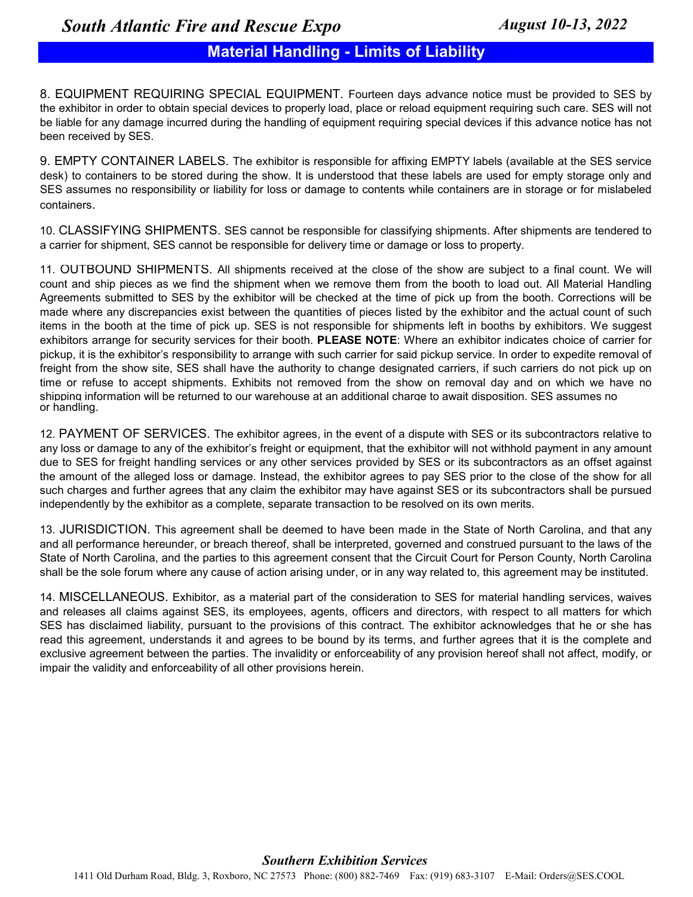## Material Handling - Limits of Liability

8. EQUIPMENT REQUIRING SPECIAL EQUIPMENT. Fourteen days advance notice must be provided to SES by the exhibitor in order to obtain special devices to properly load, place or reload equipment requiring such care. SES will not be liable for any damage incurred during the handling of equipment requiring special devices if this advance notice has not been received by SES.

9. EMPTY CONTAINER LABELS. The exhibitor is responsible for affixing EMPTY labels (available at the SES service desk) to containers to be stored during the show. It is understood that these labels are used for empty storage only and SES assumes no responsibility or liability for loss or damage to contents while containers are in storage or for mislabeled containers.

10. CLASSIFYING SHIPMENTS. SES cannot be responsible for classifying shipments. After shipments are tendered to a carrier for shipment, SES cannot be responsible for delivery time or damage or loss to property.

11. OUTBOUND SHIPMENTS. All shipments received at the close of the show are subject to a final count. We will count and ship pieces as we find the shipment when we remove them from the booth to load out. All Material Handling Agreements submitted to SES by the exhibitor will be checked at the time of pick up from the booth. Corrections will be made where any discrepancies exist between the quantities of pieces listed by the exhibitor and the actual count of such items in the booth at the time of pick up. SES is not responsible for shipments left in booths by exhibitors. We suggest exhibitors arrange for security services for their booth. **PLEASE NOTE**: Where an exhibitor indicates choice of carrier for pickup, it is the exhibitor's responsibility to arrange with such carrier for said pickup service. In order to expedite removal of freight from the show site, SES shall have the authority to change designated carriers, if such carriers do not pick up on time or refuse to accept shipments. Exhibits not removed from the show on removal day and on which we have no shipping information will be returned to our warehouse at an additional charge to await disposition. SES assumes no or handling.

12. PAYMENT OF SERVICES. The exhibitor agrees, in the event of a dispute with SES or its subcontractors relative to any loss or damage to any of the exhibitor's freight or equipment, that the exhibitor will not withhold payment in any amount due to SES for freight handling services or any other services provided by SES or its subcontractors as an offset against the amount of the alleged loss or damage. Instead, the exhibitor agrees to pay SES prior to the close of the show for all such charges and further agrees that any claim the exhibitor may have against SES or its subcontractors shall be pursued independently by the exhibitor as a complete, separate transaction to be resolved on its own merits.

13. JURISDICTION. This agreement shall be deemed to have been made in the State of North Carolina, and that any and all performance hereunder, or breach thereof, shall be interpreted, governed and construed pursuant to the laws of the State of North Carolina, and the parties to this agreement consent that the Circuit Court for Person County, North Carolina shall be the sole forum where any cause of action arising under, or in any way related to, this agreement may be instituted.

14. MISCELLANEOUS. Exhibitor, as a material part of the consideration to SES for material handling services, waives and releases all claims against SES, its employees, agents, officers and directors, with respect to all matters for which SES has disclaimed liability, pursuant to the provisions of this contract. The exhibitor acknowledges that he or she has read this agreement, understands it and agrees to be bound by its terms, and further agrees that it is the complete and exclusive agreement between the parties. The invalidity or enforceability of any provision hereof shall not affect, modify, or impair the validity and enforceability of all other provisions herein.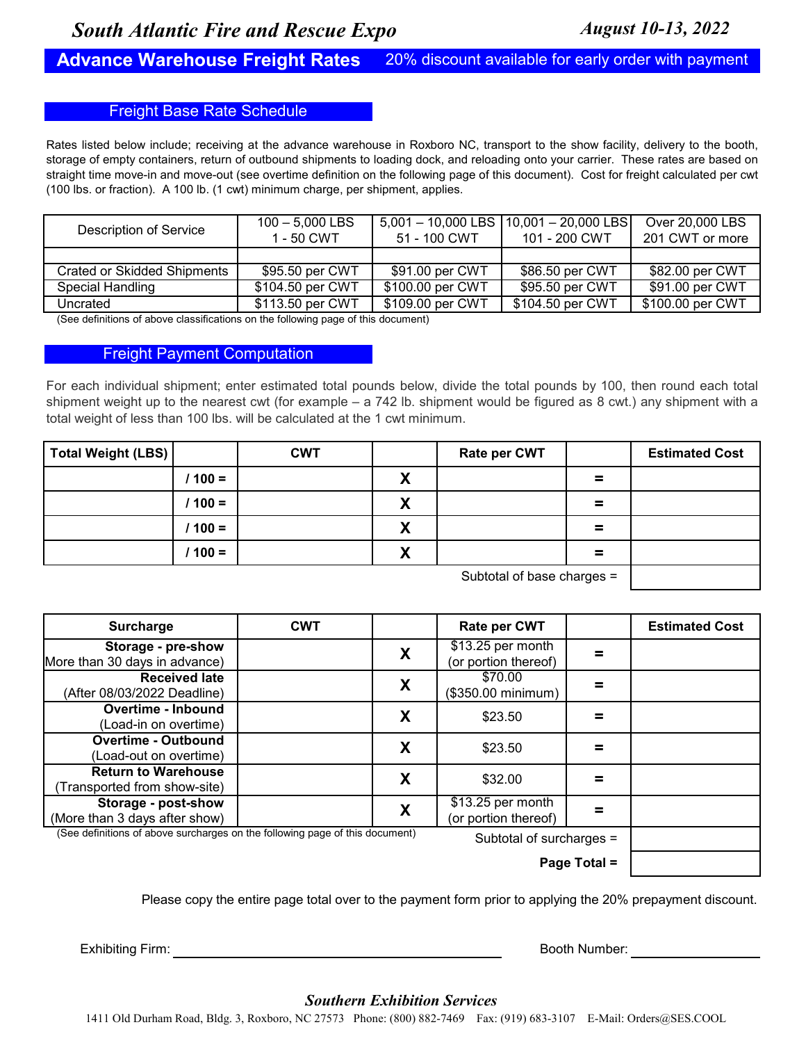*South Atlantic Fire and Rescue Expo* *August 10-13, 2022*

# Advance Warehouse Freight Rates

20% discount available for early order with payment

## Freight Base Rate Schedule

Rates listed below include; receiving at the advance warehouse in Roxboro NC, transport to the show facility, delivery to the booth, storage of empty containers, return of outbound shipments to loading dock, and reloading onto your carrier. These rates are based on straight time move-in and move-out (see overtime definition on the following page of this document). Cost for freight calculated per cwt (100 lbs. or fraction). A 100 lb. (1 cwt) minimum charge, per shipment, applies.

| Description of Service | 100 – 5,000 LBS 1 - 50 CWT | 5,001 – 10,000 LBS 51 - 100 CWT | 10,001 – 20,000 LBS 101 - 200 CWT | Over 20,000 LBS 201 CWT or more |
|---|---|---|---|---|
| | | | | |
| Crated or Skidded Shipments | $95.50 per CWT | $91.00 per CWT | $86.50 per CWT | $82.00 per CWT |
| Special Handling | $104.50 per CWT | $100.00 per CWT | $95.50 per CWT | $91.00 per CWT |
| Uncrated | $113.50 per CWT | $109.00 per CWT | $104.50 per CWT | $100.00 per CWT |

(See definitions of above classifications on the following page of this document)

## Freight Payment Computation

For each individual shipment; enter estimated total pounds below, divide the total pounds by 100, then round each total shipment weight up to the nearest cwt (for example – a 742 lb. shipment would be figured as 8 cwt.) any shipment with a total weight of less than 100 lbs. will be calculated at the 1 cwt minimum.

| Total Weight (LBS) | | CWT | | Rate per CWT | | Estimated Cost |
|---|---|---|---|---|---|---|
| | / 100 = | | X | | = | |
| | / 100 = | | X | | = | |
| | / 100 = | | X | | = | |
| | / 100 = | | X | | = | |
| | | | | Subtotal of base charges = | | |

| Surcharge | CWT | | Rate per CWT | | Estimated Cost |
|---|---|---|---|---|---|
| **Storage - pre-show** More than 30 days in advance) | | X | $13.25 per month (or portion thereof) | = | |
| **Received late** (After 08/03/2022 Deadline) | | X | $70.00 ($350.00 minimum) | = | |
| **Overtime - Inbound** (Load-in on overtime) | | X | $23.50 | = | |
| **Overtime - Outbound** (Load-out on overtime) | | X | $23.50 | = | |
| **Return to Warehouse** (Transported from show-site) | | X | $32.00 | = | |
| **Storage - post-show** (More than 3 days after show) | | X | $13.25 per month (or portion thereof) | = | |
| | | | Subtotal of surcharges = | | |
| | | | **Page Total =** | | |

(See definitions of above surcharges on the following page of this document)

Please copy the entire page total over to the payment form prior to applying the 20% prepayment discount.

Exhibiting Firm: ______________________________ Booth Number: ______________

***Southern Exhibition Services***

1411 Old Durham Road, Bldg. 3, Roxboro, NC 27573 Phone: (800) 882-7469 Fax: (919) 683-3107 E-Mail: Orders@SES.COOL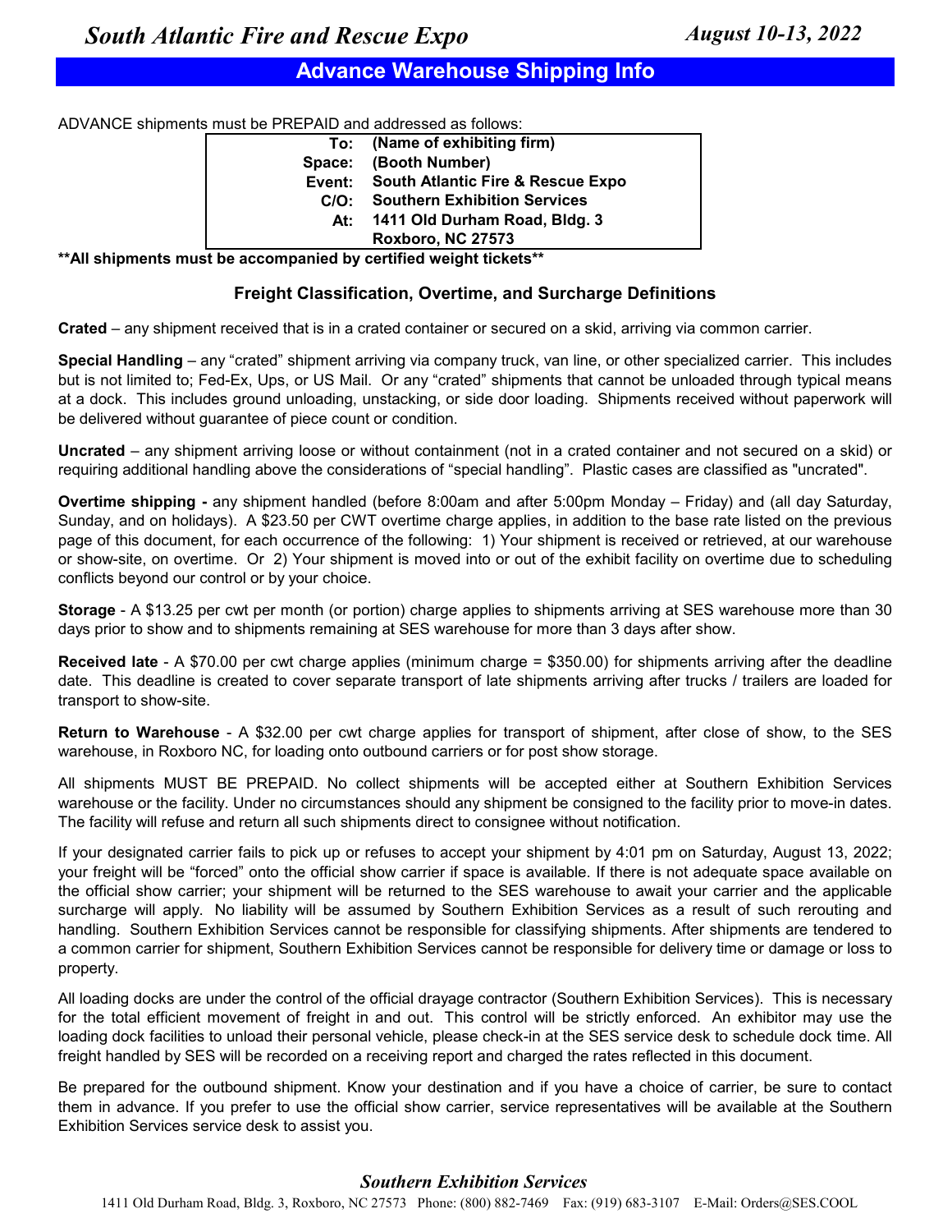*South Atlantic Fire and Rescue Expo* *August 10-13, 2022*

## Advance Warehouse Shipping Info

ADVANCE shipments must be PREPAID and addressed as follows:

| | |
|---|---|
| **To:** | **(Name of exhibiting firm)** |
| **Space:** | **(Booth Number)** |
| **Event:** | **South Atlantic Fire & Rescue Expo** |
| **C/O:** | **Southern Exhibition Services** |
| **At:** | **1411 Old Durham Road, Bldg. 3** |
| | **Roxboro, NC 27573** |

****All shipments must be accompanied by certified weight tickets****

### Freight Classification, Overtime, and Surcharge Definitions

**Crated** – any shipment received that is in a crated container or secured on a skid, arriving via common carrier.

**Special Handling** – any "crated" shipment arriving via company truck, van line, or other specialized carrier. This includes but is not limited to; Fed-Ex, Ups, or US Mail. Or any "crated" shipments that cannot be unloaded through typical means at a dock. This includes ground unloading, unstacking, or side door loading. Shipments received without paperwork will be delivered without guarantee of piece count or condition.

**Uncrated** – any shipment arriving loose or without containment (not in a crated container and not secured on a skid) or requiring additional handling above the considerations of "special handling". Plastic cases are classified as "uncrated".

**Overtime shipping -** any shipment handled (before 8:00am and after 5:00pm Monday – Friday) and (all day Saturday, Sunday, and on holidays). A $23.50 per CWT overtime charge applies, in addition to the base rate listed on the previous page of this document, for each occurrence of the following: 1) Your shipment is received or retrieved, at our warehouse or show-site, on overtime. Or 2) Your shipment is moved into or out of the exhibit facility on overtime due to scheduling conflicts beyond our control or by your choice.

**Storage** - A $13.25 per cwt per month (or portion) charge applies to shipments arriving at SES warehouse more than 30 days prior to show and to shipments remaining at SES warehouse for more than 3 days after show.

**Received late** - A $70.00 per cwt charge applies (minimum charge = $350.00) for shipments arriving after the deadline date. This deadline is created to cover separate transport of late shipments arriving after trucks / trailers are loaded for transport to show-site.

**Return to Warehouse** - A $32.00 per cwt charge applies for transport of shipment, after close of show, to the SES warehouse, in Roxboro NC, for loading onto outbound carriers or for post show storage.

All shipments MUST BE PREPAID. No collect shipments will be accepted either at Southern Exhibition Services warehouse or the facility. Under no circumstances should any shipment be consigned to the facility prior to move-in dates. The facility will refuse and return all such shipments direct to consignee without notification.

If your designated carrier fails to pick up or refuses to accept your shipment by 4:01 pm on Saturday, August 13, 2022; your freight will be "forced" onto the official show carrier if space is available. If there is not adequate space available on the official show carrier; your shipment will be returned to the SES warehouse to await your carrier and the applicable surcharge will apply. No liability will be assumed by Southern Exhibition Services as a result of such rerouting and handling. Southern Exhibition Services cannot be responsible for classifying shipments. After shipments are tendered to a common carrier for shipment, Southern Exhibition Services cannot be responsible for delivery time or damage or loss to property.

All loading docks are under the control of the official drayage contractor (Southern Exhibition Services). This is necessary for the total efficient movement of freight in and out. This control will be strictly enforced. An exhibitor may use the loading dock facilities to unload their personal vehicle, please check-in at the SES service desk to schedule dock time. All freight handled by SES will be recorded on a receiving report and charged the rates reflected in this document.

Be prepared for the outbound shipment. Know your destination and if you have a choice of carrier, be sure to contact them in advance. If you prefer to use the official show carrier, service representatives will be available at the Southern Exhibition Services service desk to assist you.

*Southern Exhibition Services*

1411 Old Durham Road, Bldg. 3, Roxboro, NC 27573 Phone: (800) 882-7469 Fax: (919) 683-3107 E-Mail: Orders@SES.COOL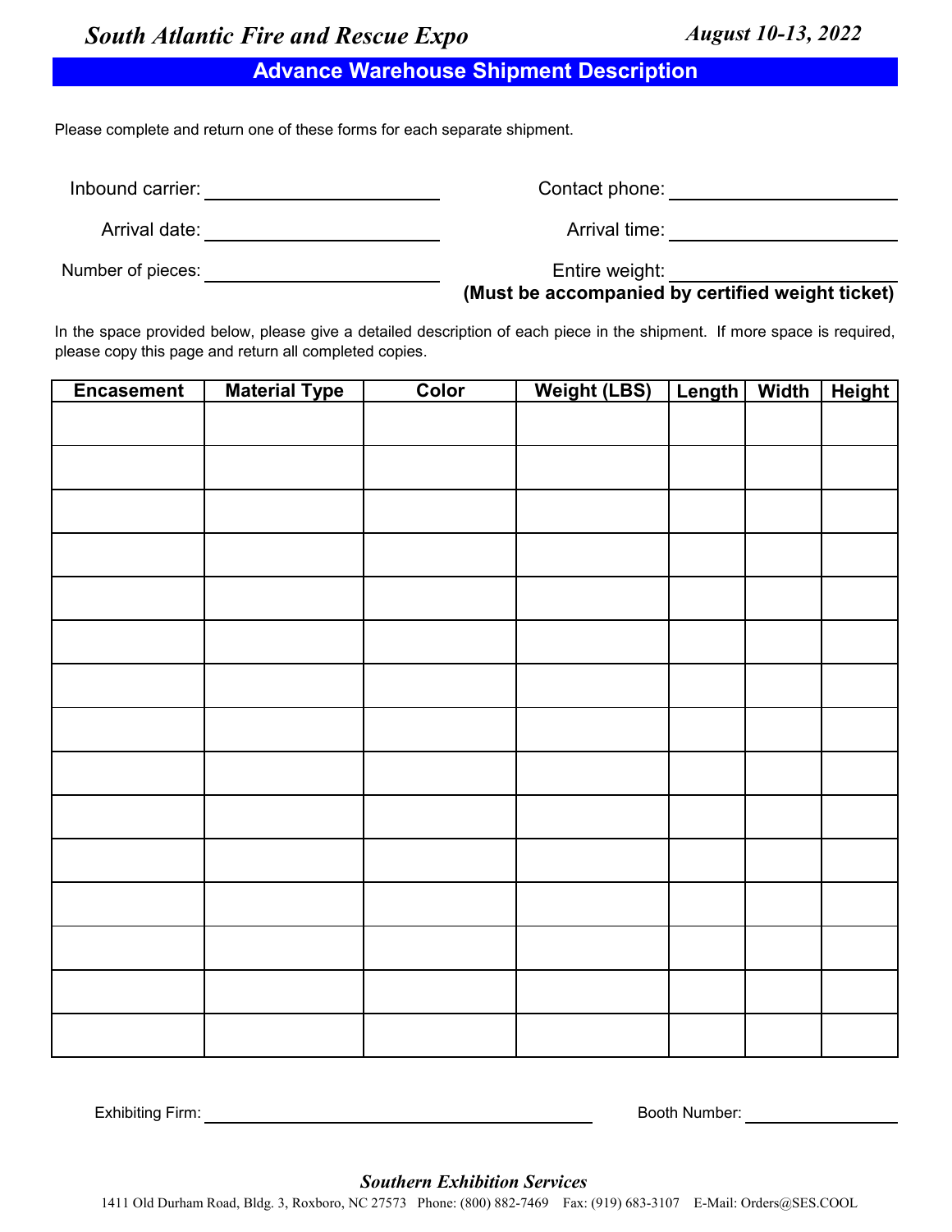*South Atlantic Fire and Rescue Expo* *August 10-13, 2022*

## Advance Warehouse Shipment Description

Please complete and return one of these forms for each separate shipment.

Inbound carrier: ______________________ Contact phone: ______________________

Arrival date: ______________________ Arrival time: ______________________

Number of pieces: ______________________ Entire weight: ______________________
**(Must be accompanied by certified weight ticket)**

In the space provided below, please give a detailed description of each piece in the shipment. If more space is required, please copy this page and return all completed copies.

| Encasement | Material Type | Color | Weight (LBS) | Length | Width | Height |
|---|---|---|---|---|---|---|
| | | | | | | |
| | | | | | | |
| | | | | | | |
| | | | | | | |
| | | | | | | |
| | | | | | | |
| | | | | | | |
| | | | | | | |
| | | | | | | |
| | | | | | | |
| | | | | | | |
| | | | | | | |
| | | | | | | |
| | | | | | | |
| | | | | | | |

Exhibiting Firm: ______________________________ Booth Number: ______________

***Southern Exhibition Services***

1411 Old Durham Road, Bldg. 3, Roxboro, NC 27573 Phone: (800) 882-7469 Fax: (919) 683-3107 E-Mail: Orders@SES.COOL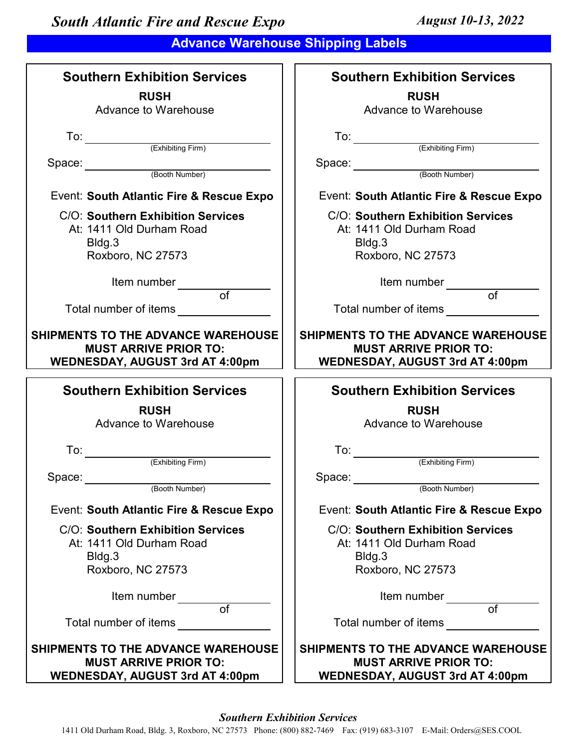*South Atlantic Fire and Rescue Expo* *August 10-13, 2022*

## Advance Warehouse Shipping Labels

### Southern Exhibition Services

**RUSH**
Advance to Warehouse

To: ______________________
(Exhibiting Firm)

Space: ______________________
(Booth Number)

Event: **South Atlantic Fire & Rescue Expo**

C/O: **Southern Exhibition Services**
At: 1411 Old Durham Road
Bldg.3
Roxboro, NC 27573

Item number ____________
of
Total number of items ____________

**SHIPMENTS TO THE ADVANCE WAREHOUSE MUST ARRIVE PRIOR TO: WEDNESDAY, AUGUST 3rd AT 4:00pm**

---

### Southern Exhibition Services

**RUSH**
Advance to Warehouse

To: ______________________
(Exhibiting Firm)

Space: ______________________
(Booth Number)

Event: **South Atlantic Fire & Rescue Expo**

C/O: **Southern Exhibition Services**
At: 1411 Old Durham Road
Bldg.3
Roxboro, NC 27573

Item number ____________
of
Total number of items ____________

**SHIPMENTS TO THE ADVANCE WAREHOUSE MUST ARRIVE PRIOR TO: WEDNESDAY, AUGUST 3rd AT 4:00pm**

---

### Southern Exhibition Services

**RUSH**
Advance to Warehouse

To: ______________________
(Exhibiting Firm)

Space: ______________________
(Booth Number)

Event: **South Atlantic Fire & Rescue Expo**

C/O: **Southern Exhibition Services**
At: 1411 Old Durham Road
Bldg.3
Roxboro, NC 27573

Item number ____________
of
Total number of items ____________

**SHIPMENTS TO THE ADVANCE WAREHOUSE MUST ARRIVE PRIOR TO: WEDNESDAY, AUGUST 3rd AT 4:00pm**

---

### Southern Exhibition Services

**RUSH**
Advance to Warehouse

To: ______________________
(Exhibiting Firm)

Space: ______________________
(Booth Number)

Event: **South Atlantic Fire & Rescue Expo**

C/O: **Southern Exhibition Services**
At: 1411 Old Durham Road
Bldg.3
Roxboro, NC 27573

Item number ____________
of
Total number of items ____________

**SHIPMENTS TO THE ADVANCE WAREHOUSE MUST ARRIVE PRIOR TO: WEDNESDAY, AUGUST 3rd AT 4:00pm**

---

*Southern Exhibition Services*
1411 Old Durham Road, Bldg. 3, Roxboro, NC 27573 Phone: (800) 882-7469 Fax: (919) 683-3107 E-Mail: Orders@SES.COOL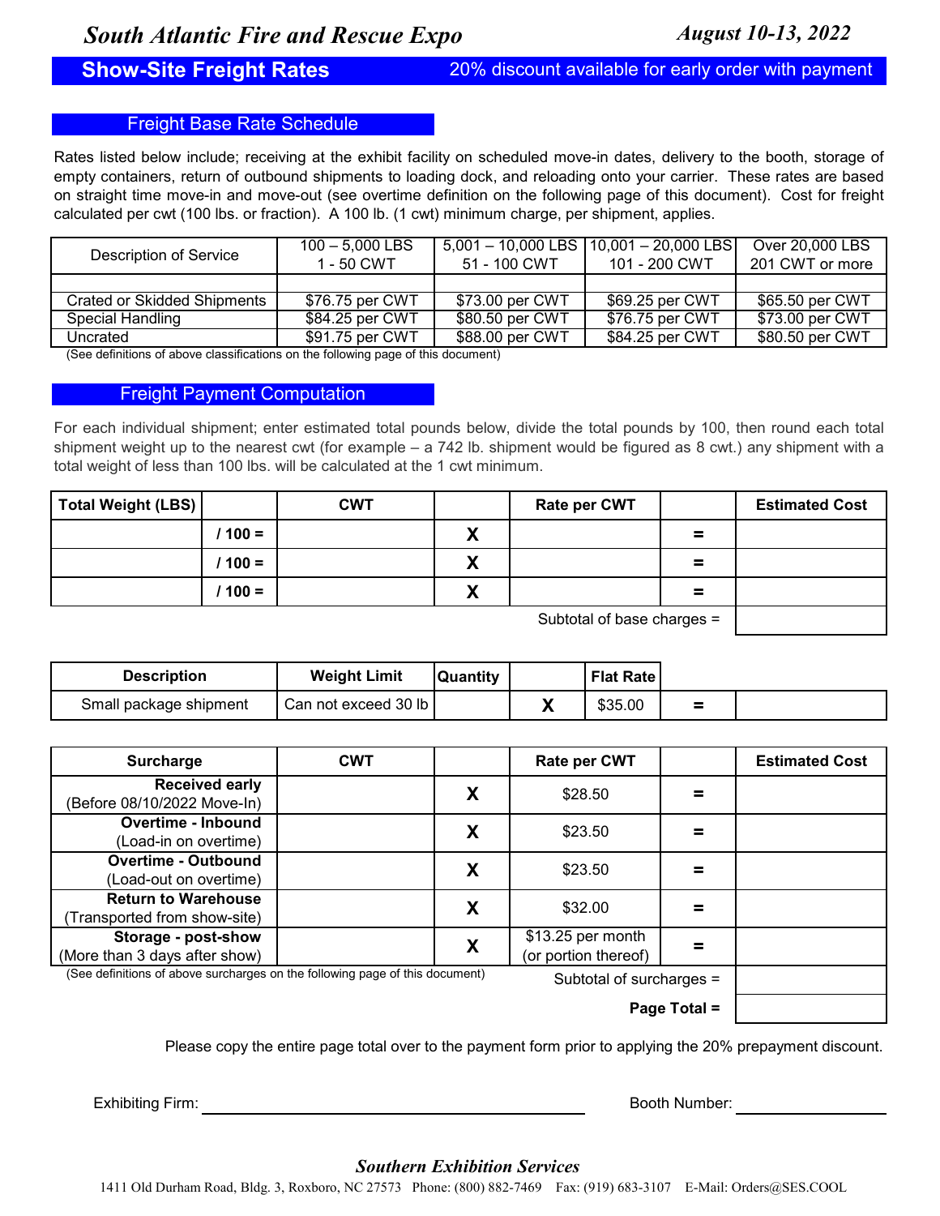# South Atlantic Fire and Rescue Expo

**August 10-13, 2022**

## Show-Site Freight Rates

20% discount available for early order with payment

### Freight Base Rate Schedule

Rates listed below include; receiving at the exhibit facility on scheduled move-in dates, delivery to the booth, storage of empty containers, return of outbound shipments to loading dock, and reloading onto your carrier. These rates are based on straight time move-in and move-out (see overtime definition on the following page of this document). Cost for freight calculated per cwt (100 lbs. or fraction). A 100 lb. (1 cwt) minimum charge, per shipment, applies.

| Description of Service | 100 – 5,000 LBS 1 - 50 CWT | 5,001 – 10,000 LBS 51 - 100 CWT | 10,001 – 20,000 LBS 101 - 200 CWT | Over 20,000 LBS 201 CWT or more |
|---|---|---|---|---|
| Crated or Skidded Shipments | $76.75 per CWT | $73.00 per CWT | $69.25 per CWT | $65.50 per CWT |
| Special Handling | $84.25 per CWT | $80.50 per CWT | $76.75 per CWT | $73.00 per CWT |
| Uncrated | $91.75 per CWT | $88.00 per CWT | $84.25 per CWT | $80.50 per CWT |

(See definitions of above classifications on the following page of this document)

### Freight Payment Computation

For each individual shipment; enter estimated total pounds below, divide the total pounds by 100, then round each total shipment weight up to the nearest cwt (for example – a 742 lb. shipment would be figured as 8 cwt.) any shipment with a total weight of less than 100 lbs. will be calculated at the 1 cwt minimum.

| Total Weight (LBS) | | CWT | | Rate per CWT | | Estimated Cost |
|---|---|---|---|---|---|---|
| | / 100 = | | X | | = | |
| | / 100 = | | X | | = | |
| | / 100 = | | X | | = | |
| | | | | Subtotal of base charges = | | |

| Description | Weight Limit | Quantity | | Flat Rate | | |
|---|---|---|---|---|---|---|
| Small package shipment | Can not exceed 30 lb | | X | $35.00 | = | |

| Surcharge | CWT | | Rate per CWT | | Estimated Cost |
|---|---|---|---|---|---|
| **Received early** (Before 08/10/2022 Move-In) | | X | $28.50 | = | |
| **Overtime - Inbound** (Load-in on overtime) | | X | $23.50 | = | |
| **Overtime - Outbound** (Load-out on overtime) | | X | $23.50 | = | |
| **Return to Warehouse** (Transported from show-site) | | X | $32.00 | = | |
| **Storage - post-show** (More than 3 days after show) | | X | $13.25 per month (or portion thereof) | = | |
| | | | Subtotal of surcharges = | | |
| | | | **Page Total =** | | |

(See definitions of above surcharges on the following page of this document)

Please copy the entire page total over to the payment form prior to applying the 20% prepayment discount.

Exhibiting Firm: ______________________ Booth Number: ____________

***Southern Exhibition Services***

1411 Old Durham Road, Bldg. 3, Roxboro, NC 27573 Phone: (800) 882-7469 Fax: (919) 683-3107 E-Mail: Orders@SES.COOL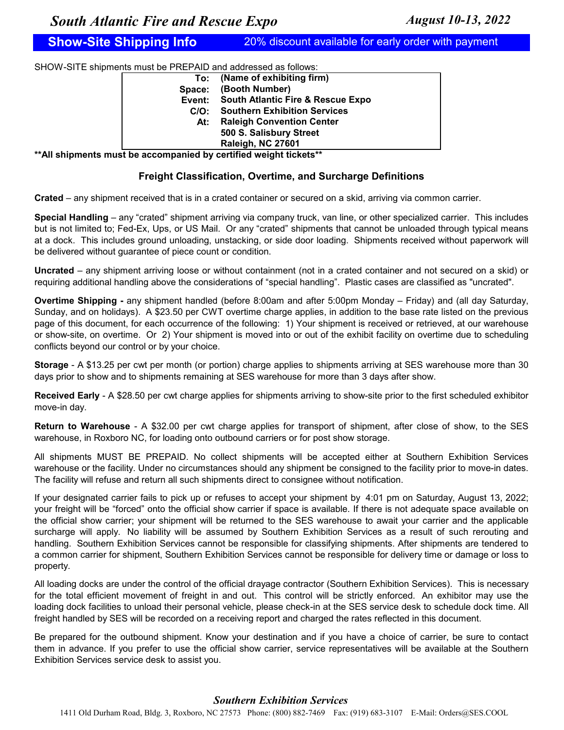# South Atlantic Fire and Rescue Expo

***August 10-13, 2022***

## Show-Site Shipping Info

20% discount available for early order with payment

SHOW-SITE shipments must be PREPAID and addressed as follows:

| | |
|---|---|
| **To:** | **(Name of exhibiting firm)** |
| **Space:** | **(Booth Number)** |
| **Event:** | **South Atlantic Fire & Rescue Expo** |
| **C/O:** | **Southern Exhibition Services** |
| **At:** | **Raleigh Convention Center** |
| | **500 S. Salisbury Street** |
| | **Raleigh, NC 27601** |

****All shipments must be accompanied by certified weight tickets****

### Freight Classification, Overtime, and Surcharge Definitions

**Crated** – any shipment received that is in a crated container or secured on a skid, arriving via common carrier.

**Special Handling** – any "crated" shipment arriving via company truck, van line, or other specialized carrier. This includes but is not limited to; Fed-Ex, Ups, or US Mail. Or any "crated" shipments that cannot be unloaded through typical means at a dock. This includes ground unloading, unstacking, or side door loading. Shipments received without paperwork will be delivered without guarantee of piece count or condition.

**Uncrated** – any shipment arriving loose or without containment (not in a crated container and not secured on a skid) or requiring additional handling above the considerations of "special handling". Plastic cases are classified as "uncrated".

**Overtime Shipping -** any shipment handled (before 8:00am and after 5:00pm Monday – Friday) and (all day Saturday, Sunday, and on holidays). A $23.50 per CWT overtime charge applies, in addition to the base rate listed on the previous page of this document, for each occurrence of the following: 1) Your shipment is received or retrieved, at our warehouse or show-site, on overtime. Or 2) Your shipment is moved into or out of the exhibit facility on overtime due to scheduling conflicts beyond our control or by your choice.

**Storage** - A $13.25 per cwt per month (or portion) charge applies to shipments arriving at SES warehouse more than 30 days prior to show and to shipments remaining at SES warehouse for more than 3 days after show.

**Received Early** - A $28.50 per cwt charge applies for shipments arriving to show-site prior to the first scheduled exhibitor move-in day.

**Return to Warehouse** - A $32.00 per cwt charge applies for transport of shipment, after close of show, to the SES warehouse, in Roxboro NC, for loading onto outbound carriers or for post show storage.

All shipments MUST BE PREPAID. No collect shipments will be accepted either at Southern Exhibition Services warehouse or the facility. Under no circumstances should any shipment be consigned to the facility prior to move-in dates. The facility will refuse and return all such shipments direct to consignee without notification.

If your designated carrier fails to pick up or refuses to accept your shipment by 4:01 pm on Saturday, August 13, 2022; your freight will be "forced" onto the official show carrier if space is available. If there is not adequate space available on the official show carrier; your shipment will be returned to the SES warehouse to await your carrier and the applicable surcharge will apply. No liability will be assumed by Southern Exhibition Services as a result of such rerouting and handling. Southern Exhibition Services cannot be responsible for classifying shipments. After shipments are tendered to a common carrier for shipment, Southern Exhibition Services cannot be responsible for delivery time or damage or loss to property.

All loading docks are under the control of the official drayage contractor (Southern Exhibition Services). This is necessary for the total efficient movement of freight in and out. This control will be strictly enforced. An exhibitor may use the loading dock facilities to unload their personal vehicle, please check-in at the SES service desk to schedule dock time. All freight handled by SES will be recorded on a receiving report and charged the rates reflected in this document.

Be prepared for the outbound shipment. Know your destination and if you have a choice of carrier, be sure to contact them in advance. If you prefer to use the official show carrier, service representatives will be available at the Southern Exhibition Services service desk to assist you.

***Southern Exhibition Services***

1411 Old Durham Road, Bldg. 3, Roxboro, NC 27573 Phone: (800) 882-7469 Fax: (919) 683-3107 E-Mail: Orders@SES.COOL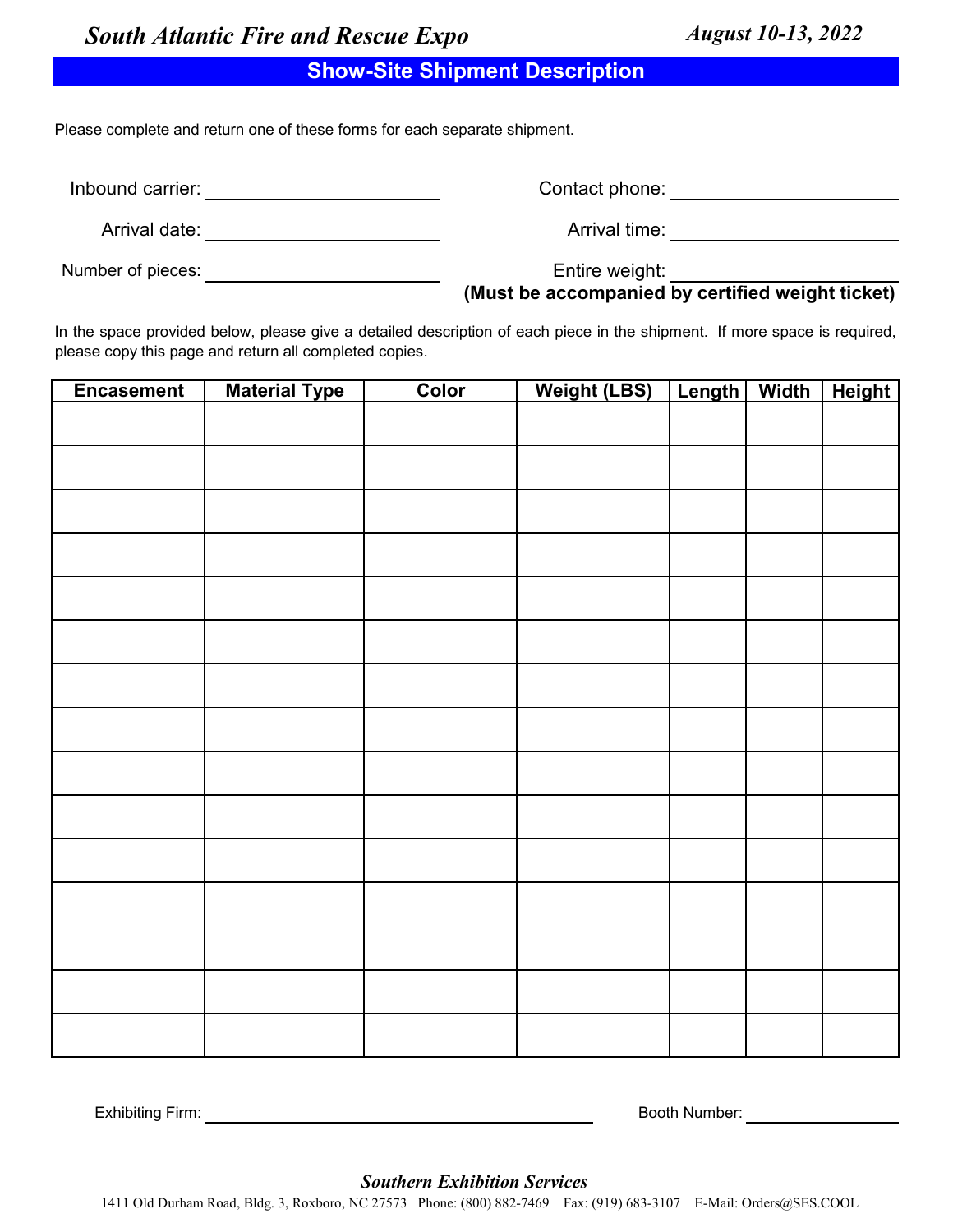*South Atlantic Fire and Rescue Expo* *August 10-13, 2022*

## Show-Site Shipment Description

Please complete and return one of these forms for each separate shipment.

Inbound carrier: ______________________ Contact phone: ______________________

Arrival date: ______________________ Arrival time: ______________________

Number of pieces: ______________________ Entire weight: ______________________

**(Must be accompanied by certified weight ticket)**

In the space provided below, please give a detailed description of each piece in the shipment. If more space is required, please copy this page and return all completed copies.

| Encasement | Material Type | Color | Weight (LBS) | Length | Width | Height |
|---|---|---|---|---|---|---|
| | | | | | | |
| | | | | | | |
| | | | | | | |
| | | | | | | |
| | | | | | | |
| | | | | | | |
| | | | | | | |
| | | | | | | |
| | | | | | | |
| | | | | | | |
| | | | | | | |
| | | | | | | |
| | | | | | | |
| | | | | | | |
| | | | | | | |

Exhibiting Firm: ______________________________________ Booth Number: ______________

*Southern Exhibition Services*

1411 Old Durham Road, Bldg. 3, Roxboro, NC 27573 Phone: (800) 882-7469 Fax: (919) 683-3107 E-Mail: Orders@SES.COOL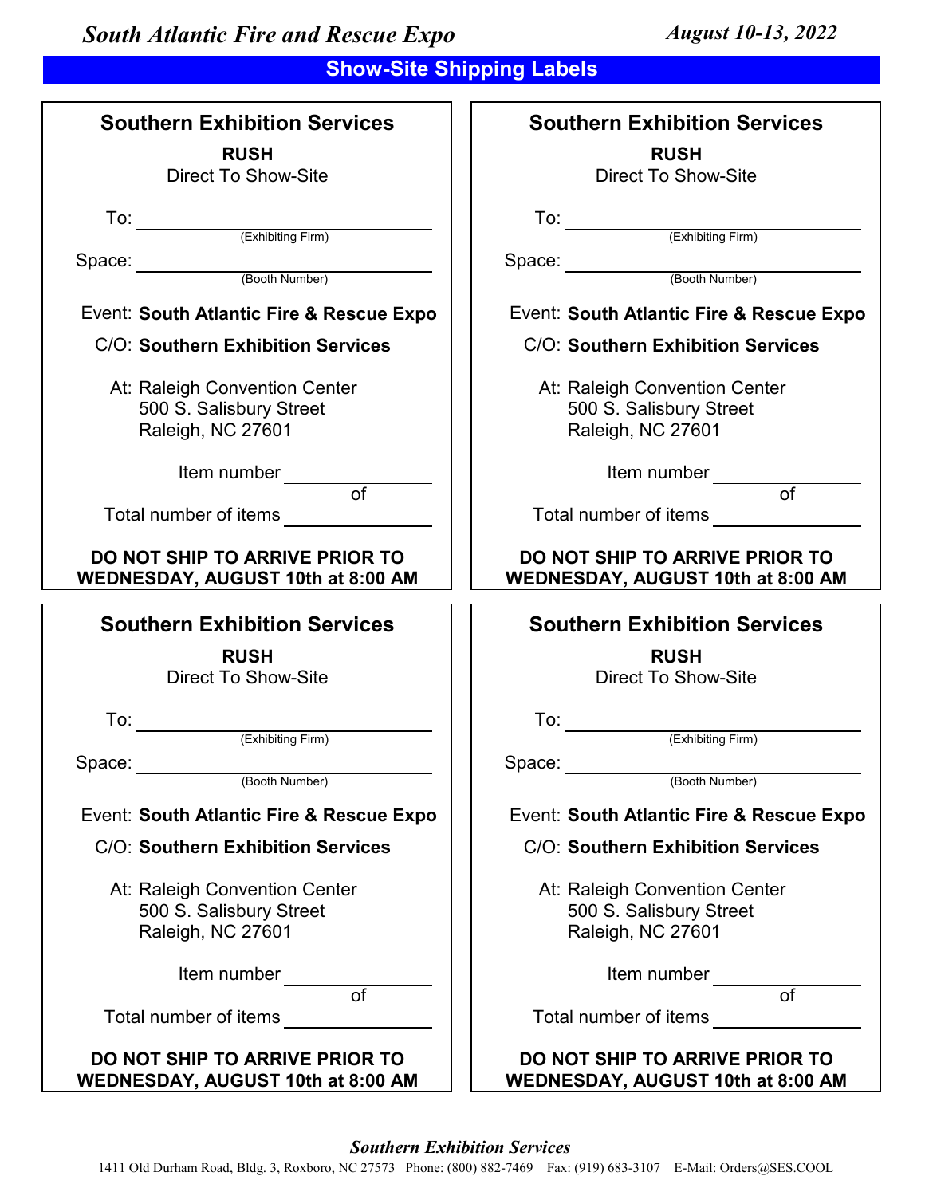*South Atlantic Fire and Rescue Expo* *August 10-13, 2022*

## Show-Site Shipping Labels

### Southern Exhibition Services

**RUSH**
Direct To Show-Site

To: ______________________________
(Exhibiting Firm)

Space: ______________________________
(Booth Number)

Event: **South Atlantic Fire & Rescue Expo**

C/O: **Southern Exhibition Services**

At: Raleigh Convention Center
500 S. Salisbury Street
Raleigh, NC 27601

Item number ____________
of
Total number of items ____________

**DO NOT SHIP TO ARRIVE PRIOR TO WEDNESDAY, AUGUST 10th at 8:00 AM**

### Southern Exhibition Services

**RUSH**
Direct To Show-Site

To: ______________________________
(Exhibiting Firm)

Space: ______________________________
(Booth Number)

Event: **South Atlantic Fire & Rescue Expo**

C/O: **Southern Exhibition Services**

At: Raleigh Convention Center
500 S. Salisbury Street
Raleigh, NC 27601

Item number ____________
of
Total number of items ____________

**DO NOT SHIP TO ARRIVE PRIOR TO WEDNESDAY, AUGUST 10th at 8:00 AM**

### Southern Exhibition Services

**RUSH**
Direct To Show-Site

To: ______________________________
(Exhibiting Firm)

Space: ______________________________
(Booth Number)

Event: **South Atlantic Fire & Rescue Expo**

C/O: **Southern Exhibition Services**

At: Raleigh Convention Center
500 S. Salisbury Street
Raleigh, NC 27601

Item number ____________
of
Total number of items ____________

**DO NOT SHIP TO ARRIVE PRIOR TO WEDNESDAY, AUGUST 10th at 8:00 AM**

### Southern Exhibition Services

**RUSH**
Direct To Show-Site

To: ______________________________
(Exhibiting Firm)

Space: ______________________________
(Booth Number)

Event: **South Atlantic Fire & Rescue Expo**

C/O: **Southern Exhibition Services**

At: Raleigh Convention Center
500 S. Salisbury Street
Raleigh, NC 27601

Item number ____________
of
Total number of items ____________

**DO NOT SHIP TO ARRIVE PRIOR TO WEDNESDAY, AUGUST 10th at 8:00 AM**

*Southern Exhibition Services*
1411 Old Durham Road, Bldg. 3, Roxboro, NC 27573 Phone: (800) 882-7469 Fax: (919) 683-3107 E-Mail: Orders@SES.COOL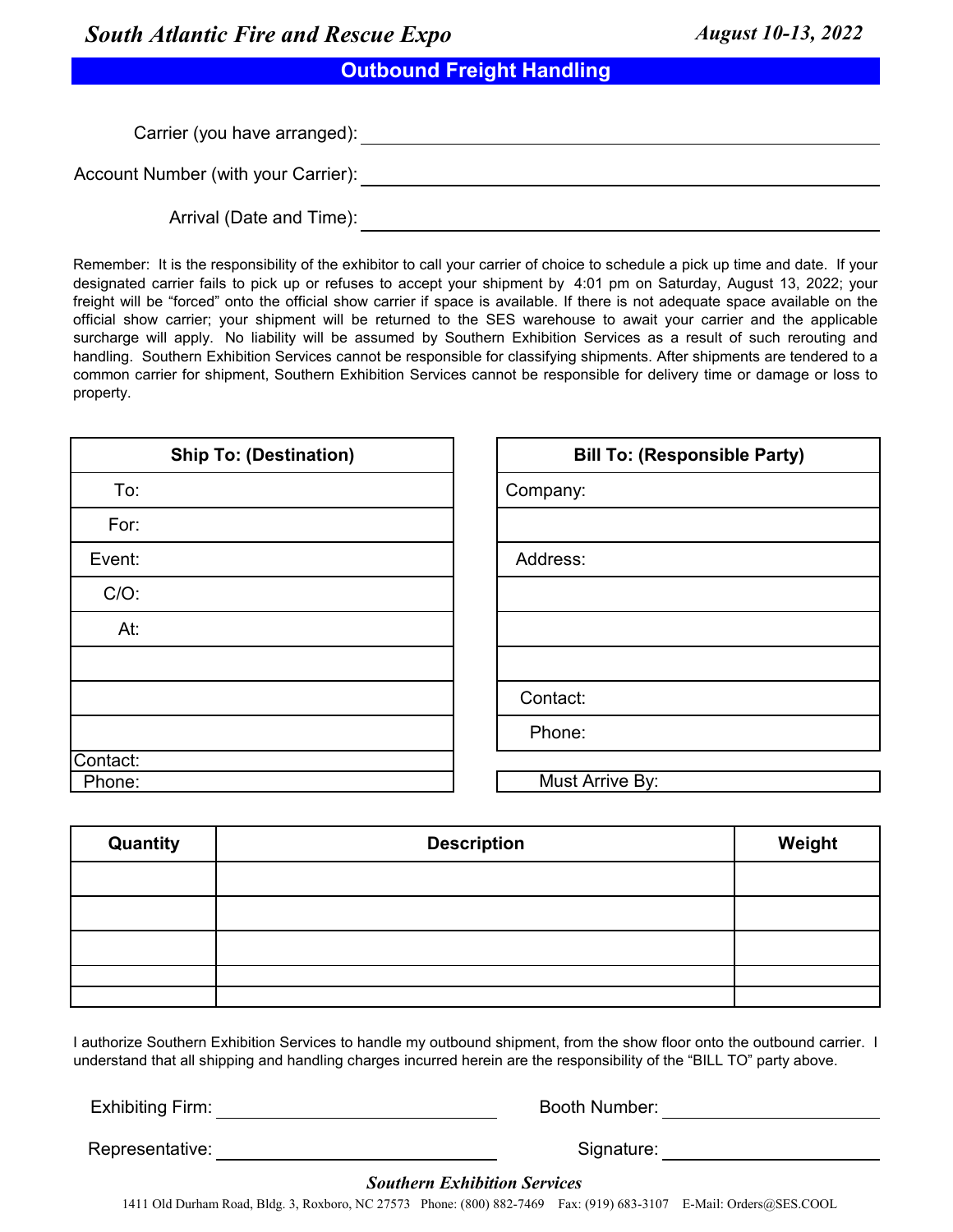*South Atlantic Fire and Rescue Expo* *August 10-13, 2022*

## Outbound Freight Handling

Carrier (you have arranged): ______________________

Account Number (with your Carrier): ______________________

Arrival (Date and Time): ______________________

Remember: It is the responsibility of the exhibitor to call your carrier of choice to schedule a pick up time and date. If your designated carrier fails to pick up or refuses to accept your shipment by 4:01 pm on Saturday, August 13, 2022; your freight will be "forced" onto the official show carrier if space is available. If there is not adequate space available on the official show carrier; your shipment will be returned to the SES warehouse to await your carrier and the applicable surcharge will apply. No liability will be assumed by Southern Exhibition Services as a result of such rerouting and handling. Southern Exhibition Services cannot be responsible for classifying shipments. After shipments are tendered to a common carrier for shipment, Southern Exhibition Services cannot be responsible for delivery time or damage or loss to property.

| Ship To: (Destination) |
|---|
| To: |
| For: |
| Event: |
| C/O: |
| At: |
| |
| |
| |
| Contact: |
| Phone: |

| Bill To: (Responsible Party) |
|---|
| Company: |
| |
| Address: |
| |
| |
| |
| Contact: |
| Phone: |

Must Arrive By:

| Quantity | Description | Weight |
|---|---|---|
| | | |
| | | |
| | | |
| | | |
| | | |

I authorize Southern Exhibition Services to handle my outbound shipment, from the show floor onto the outbound carrier. I understand that all shipping and handling charges incurred herein are the responsibility of the "BILL TO" party above.

Exhibiting Firm: ______________________ Booth Number: ______________________

Representative: ______________________ Signature: ______________________

***Southern Exhibition Services***

1411 Old Durham Road, Bldg. 3, Roxboro, NC 27573 Phone: (800) 882-7469 Fax: (919) 683-3107 E-Mail: Orders@SES.COOL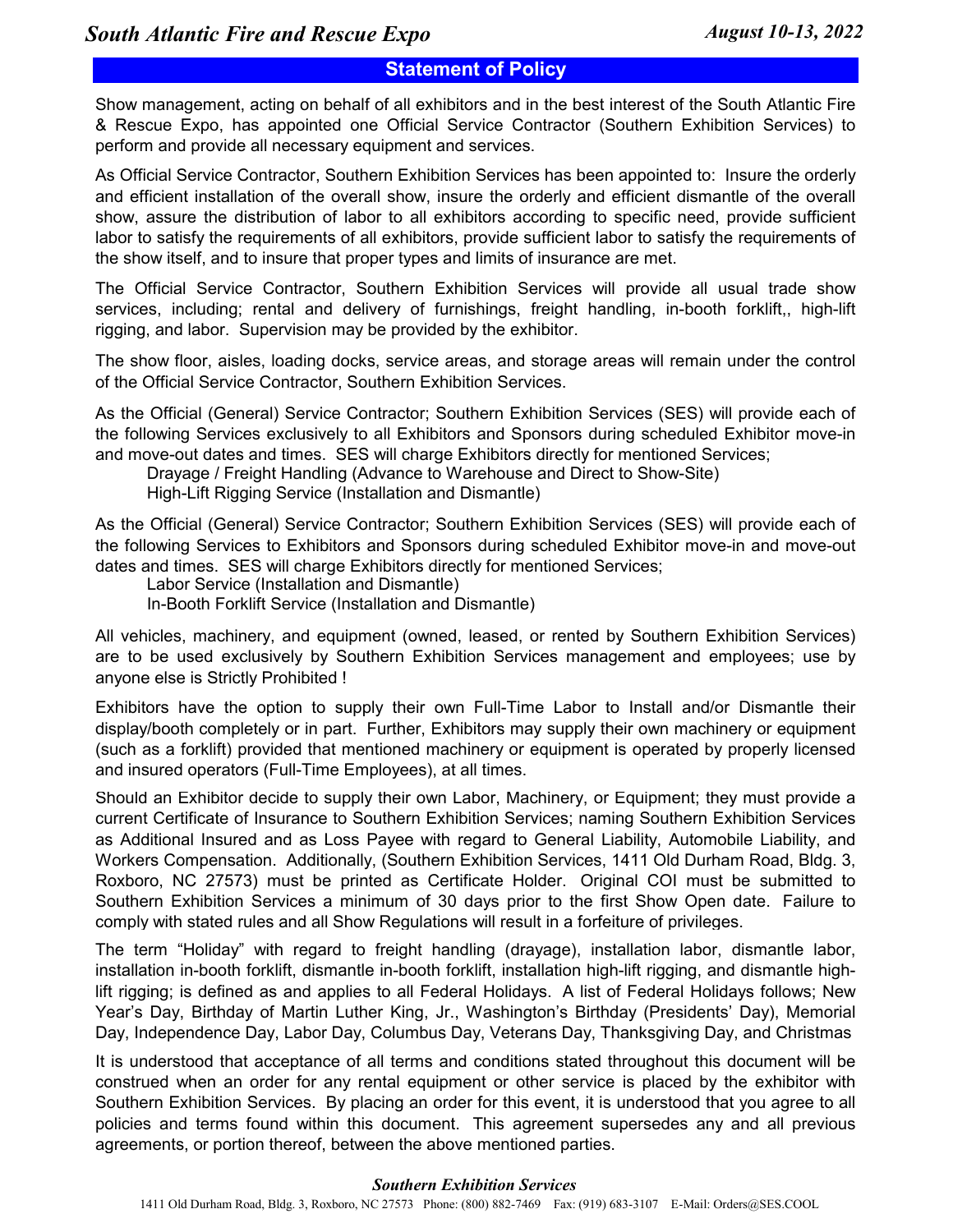## Statement of Policy

Show management, acting on behalf of all exhibitors and in the best interest of the South Atlantic Fire & Rescue Expo, has appointed one Official Service Contractor (Southern Exhibition Services) to perform and provide all necessary equipment and services.

As Official Service Contractor, Southern Exhibition Services has been appointed to: Insure the orderly and efficient installation of the overall show, insure the orderly and efficient dismantle of the overall show, assure the distribution of labor to all exhibitors according to specific need, provide sufficient labor to satisfy the requirements of all exhibitors, provide sufficient labor to satisfy the requirements of the show itself, and to insure that proper types and limits of insurance are met.

The Official Service Contractor, Southern Exhibition Services will provide all usual trade show services, including; rental and delivery of furnishings, freight handling, in-booth forklift,, high-lift rigging, and labor. Supervision may be provided by the exhibitor.

The show floor, aisles, loading docks, service areas, and storage areas will remain under the control of the Official Service Contractor, Southern Exhibition Services.

As the Official (General) Service Contractor; Southern Exhibition Services (SES) will provide each of the following Services exclusively to all Exhibitors and Sponsors during scheduled Exhibitor move-in and move-out dates and times. SES will charge Exhibitors directly for mentioned Services;

Drayage / Freight Handling (Advance to Warehouse and Direct to Show-Site)
High-Lift Rigging Service (Installation and Dismantle)

As the Official (General) Service Contractor; Southern Exhibition Services (SES) will provide each of the following Services to Exhibitors and Sponsors during scheduled Exhibitor move-in and move-out dates and times. SES will charge Exhibitors directly for mentioned Services;

Labor Service (Installation and Dismantle)
In-Booth Forklift Service (Installation and Dismantle)

All vehicles, machinery, and equipment (owned, leased, or rented by Southern Exhibition Services) are to be used exclusively by Southern Exhibition Services management and employees; use by anyone else is Strictly Prohibited !

Exhibitors have the option to supply their own Full-Time Labor to Install and/or Dismantle their display/booth completely or in part. Further, Exhibitors may supply their own machinery or equipment (such as a forklift) provided that mentioned machinery or equipment is operated by properly licensed and insured operators (Full-Time Employees), at all times.

Should an Exhibitor decide to supply their own Labor, Machinery, or Equipment; they must provide a current Certificate of Insurance to Southern Exhibition Services; naming Southern Exhibition Services as Additional Insured and as Loss Payee with regard to General Liability, Automobile Liability, and Workers Compensation. Additionally, (Southern Exhibition Services, 1411 Old Durham Road, Bldg. 3, Roxboro, NC 27573) must be printed as Certificate Holder. Original COI must be submitted to Southern Exhibition Services a minimum of 30 days prior to the first Show Open date. Failure to comply with stated rules and all Show Regulations will result in a forfeiture of privileges.

The term "Holiday" with regard to freight handling (drayage), installation labor, dismantle labor, installation in-booth forklift, dismantle in-booth forklift, installation high-lift rigging, and dismantle high-lift rigging; is defined as and applies to all Federal Holidays. A list of Federal Holidays follows; New Year's Day, Birthday of Martin Luther King, Jr., Washington's Birthday (Presidents' Day), Memorial Day, Independence Day, Labor Day, Columbus Day, Veterans Day, Thanksgiving Day, and Christmas

It is understood that acceptance of all terms and conditions stated throughout this document will be construed when an order for any rental equipment or other service is placed by the exhibitor with Southern Exhibition Services. By placing an order for this event, it is understood that you agree to all policies and terms found within this document. This agreement supersedes any and all previous agreements, or portion thereof, between the above mentioned parties.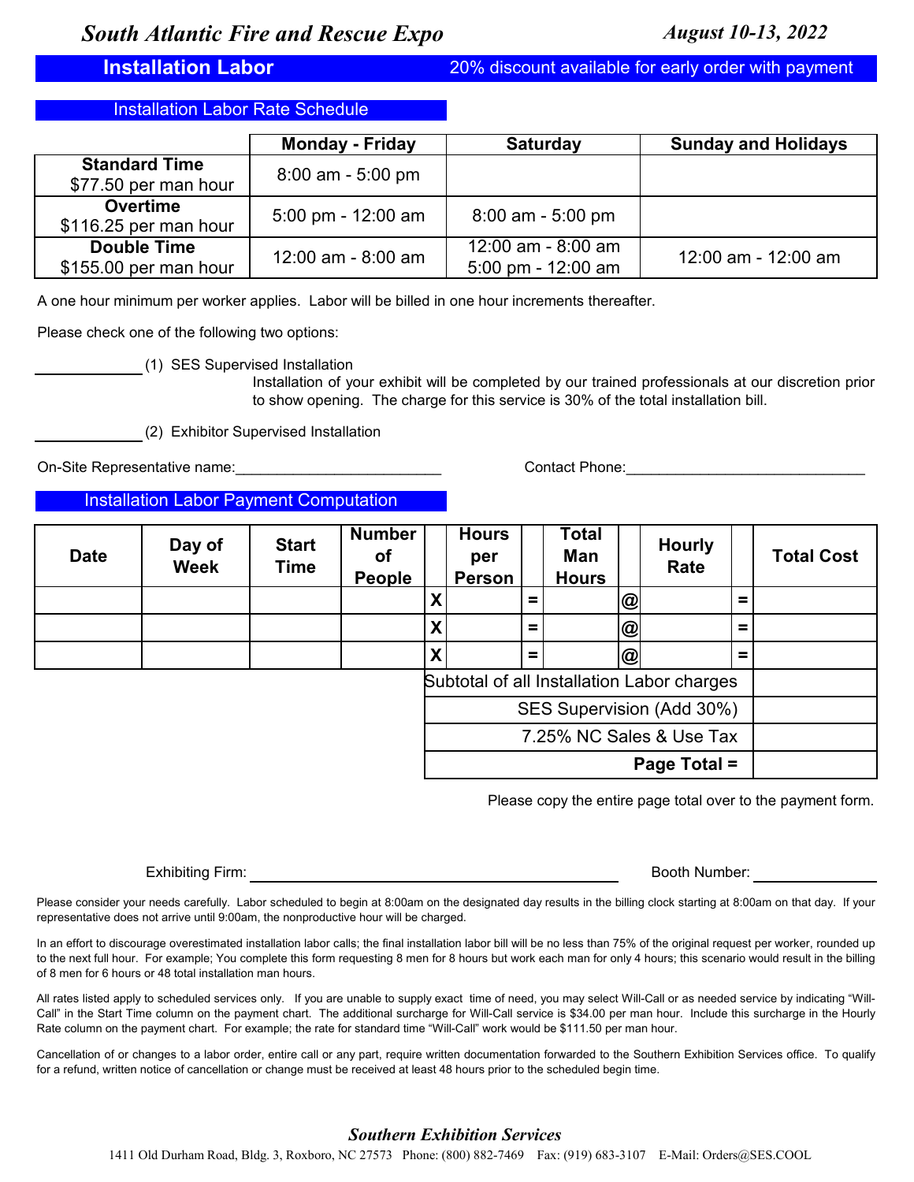*South Atlantic Fire and Rescue Expo* — *August 10-13, 2022*

## Installation Labor

20% discount available for early order with payment

### Installation Labor Rate Schedule

| | Monday - Friday | Saturday | Sunday and Holidays |
|---|---|---|---|
| **Standard Time** $77.50 per man hour | 8:00 am - 5:00 pm | | |
| **Overtime** $116.25 per man hour | 5:00 pm - 12:00 am | 8:00 am - 5:00 pm | |
| **Double Time** $155.00 per man hour | 12:00 am - 8:00 am | 12:00 am - 8:00 am<br>5:00 pm - 12:00 am | 12:00 am - 12:00 am |

A one hour minimum per worker applies. Labor will be billed in one hour increments thereafter.

Please check one of the following two options:

____________ (1) SES Supervised Installation

Installation of your exhibit will be completed by our trained professionals at our discretion prior to show opening. The charge for this service is 30% of the total installation bill.

____________ (2) Exhibitor Supervised Installation

On-Site Representative name:_________________________ Contact Phone:_____________________________

### Installation Labor Payment Computation

| Date | Day of Week | Start Time | Number of People | | Hours per Person | | Total Man Hours | | Hourly Rate | | Total Cost |
|---|---|---|---|---|---|---|---|---|---|---|---|
| | | | | X | | = | | @ | | = | |
| | | | | X | | = | | @ | | = | |
| | | | | X | | = | | @ | | = | |
| | | | | Subtotal of all Installation Labor charges | | | | | | | |
| | | | | SES Supervision (Add 30%) | | | | | | | |
| | | | | 7.25% NC Sales & Use Tax | | | | | | | |
| | | | | **Page Total =** | | | | | | | |

Please copy the entire page total over to the payment form.

Exhibiting Firm: ____________________________________________ Booth Number: ____________

Please consider your needs carefully. Labor scheduled to begin at 8:00am on the designated day results in the billing clock starting at 8:00am on that day. If your representative does not arrive until 9:00am, the nonproductive hour will be charged.

In an effort to discourage overestimated installation labor calls; the final installation labor bill will be no less than 75% of the original request per worker, rounded up to the next full hour. For example; You complete this form requesting 8 men for 8 hours but work each man for only 4 hours; this scenario would result in the billing of 8 men for 6 hours or 48 total installation man hours.

All rates listed apply to scheduled services only. If you are unable to supply exact time of need, you may select Will-Call or as needed service by indicating "Will-Call" in the Start Time column on the payment chart. The additional surcharge for Will-Call service is $34.00 per man hour. Include this surcharge in the Hourly Rate column on the payment chart. For example; the rate for standard time "Will-Call" work would be $111.50 per man hour.

Cancellation of or changes to a labor order, entire call or any part, require written documentation forwarded to the Southern Exhibition Services office. To qualify for a refund, written notice of cancellation or change must be received at least 48 hours prior to the scheduled begin time.

*Southern Exhibition Services*

1411 Old Durham Road, Bldg. 3, Roxboro, NC 27573 Phone: (800) 882-7469 Fax: (919) 683-3107 E-Mail: Orders@SES.COOL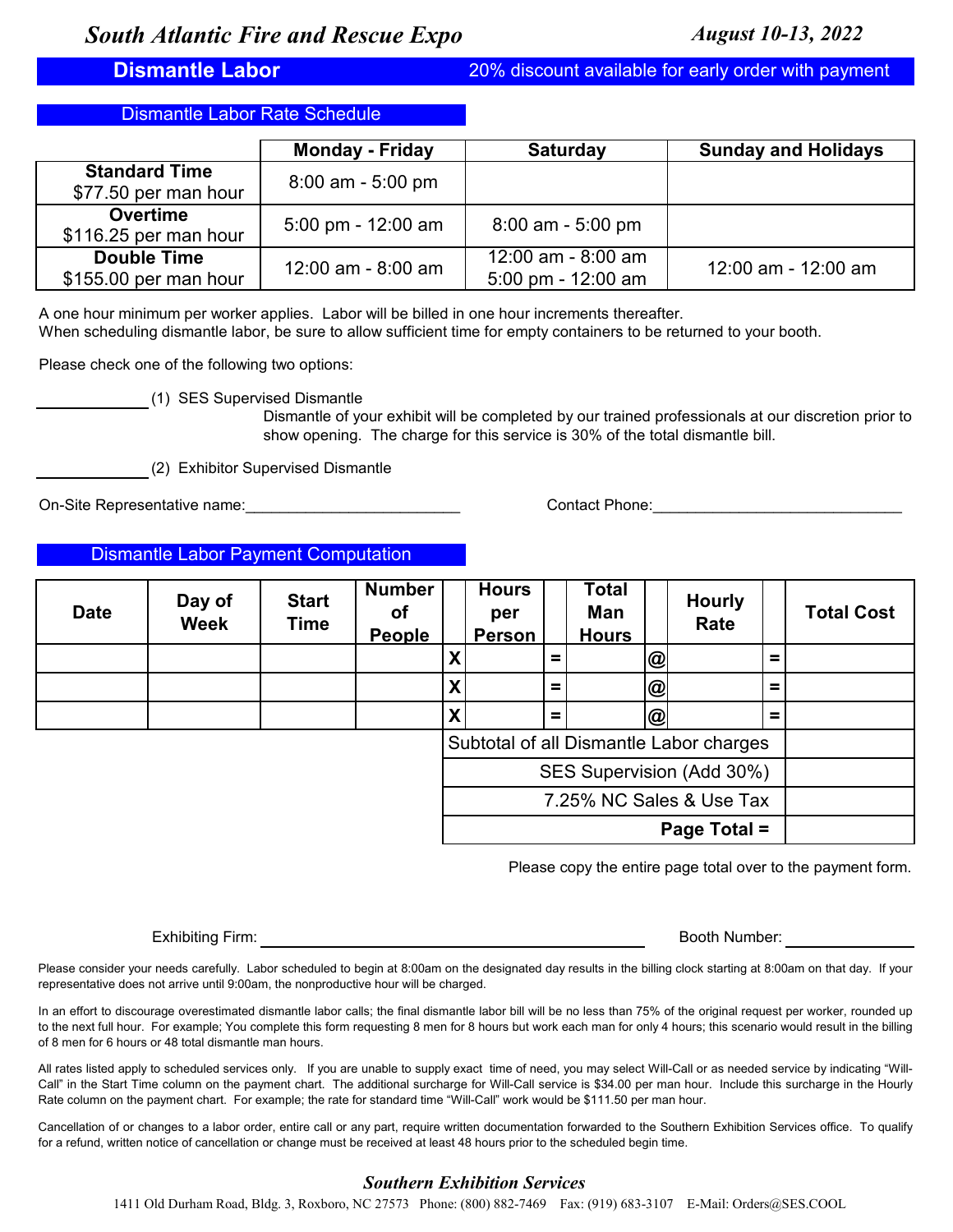*South Atlantic Fire and Rescue Expo* *August 10-13, 2022*

## Dismantle Labor

20% discount available for early order with payment

### Dismantle Labor Rate Schedule

| | Monday - Friday | Saturday | Sunday and Holidays |
|---|---|---|---|
| **Standard Time** $77.50 per man hour | 8:00 am - 5:00 pm | | |
| **Overtime** $116.25 per man hour | 5:00 pm - 12:00 am | 8:00 am - 5:00 pm | |
| **Double Time** $155.00 per man hour | 12:00 am - 8:00 am | 12:00 am - 8:00 am<br>5:00 pm - 12:00 am | 12:00 am - 12:00 am |

A one hour minimum per worker applies. Labor will be billed in one hour increments thereafter.
When scheduling dismantle labor, be sure to allow sufficient time for empty containers to be returned to your booth.

Please check one of the following two options:

\_\_\_\_\_\_\_\_\_\_ (1) SES Supervised Dismantle

Dismantle of your exhibit will be completed by our trained professionals at our discretion prior to show opening. The charge for this service is 30% of the total dismantle bill.

\_\_\_\_\_\_\_\_\_\_ (2) Exhibitor Supervised Dismantle

On-Site Representative name:\_\_\_\_\_\_\_\_\_\_\_\_\_\_\_\_\_\_\_\_\_\_\_\_\_ Contact Phone:\_\_\_\_\_\_\_\_\_\_\_\_\_\_\_\_\_\_\_\_\_\_\_\_\_\_\_\_\_\_

### Dismantle Labor Payment Computation

| Date | Day of Week | Start Time | Number of People | | Hours per Person | | Total Man Hours | | Hourly Rate | | Total Cost |
|---|---|---|---|---|---|---|---|---|---|---|---|
| | | | | X | | = | | @ | | = | |
| | | | | X | | = | | @ | | = | |
| | | | | X | | = | | @ | | = | |
| | | | | Subtotal of all Dismantle Labor charges | | | | | | | |
| | | | | SES Supervision (Add 30%) | | | | | | | |
| | | | | 7.25% NC Sales & Use Tax | | | | | | | |
| | | | | **Page Total =** | | | | | | | |

Please copy the entire page total over to the payment form.

Exhibiting Firm: \_\_\_\_\_\_\_\_\_\_\_\_\_\_\_\_\_\_\_\_\_\_\_\_\_\_\_\_\_\_\_\_\_\_\_\_\_\_\_\_ Booth Number: \_\_\_\_\_\_\_\_\_\_\_\_\_\_

Please consider your needs carefully. Labor scheduled to begin at 8:00am on the designated day results in the billing clock starting at 8:00am on that day. If your representative does not arrive until 9:00am, the nonproductive hour will be charged.

In an effort to discourage overestimated dismantle labor calls; the final dismantle labor bill will be no less than 75% of the original request per worker, rounded up to the next full hour. For example; You complete this form requesting 8 men for 8 hours but work each man for only 4 hours; this scenario would result in the billing of 8 men for 6 hours or 48 total dismantle man hours.

All rates listed apply to scheduled services only. If you are unable to supply exact time of need, you may select Will-Call or as needed service by indicating "Will-Call" in the Start Time column on the payment chart. The additional surcharge for Will-Call service is $34.00 per man hour. Include this surcharge in the Hourly Rate column on the payment chart. For example; the rate for standard time "Will-Call" work would be $111.50 per man hour.

Cancellation of or changes to a labor order, entire call or any part, require written documentation forwarded to the Southern Exhibition Services office. To qualify for a refund, written notice of cancellation or change must be received at least 48 hours prior to the scheduled begin time.

*Southern Exhibition Services*

1411 Old Durham Road, Bldg. 3, Roxboro, NC 27573 Phone: (800) 882-7469 Fax: (919) 683-3107 E-Mail: Orders@SES.COOL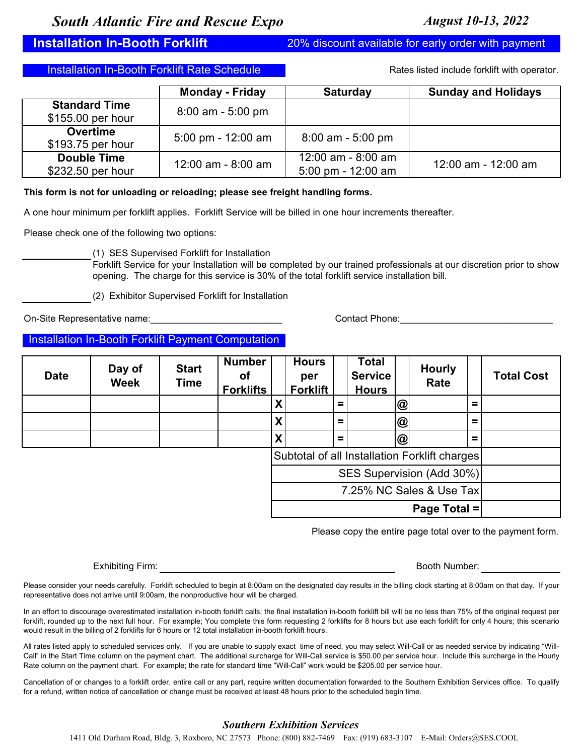*South Atlantic Fire and Rescue Expo* — *August 10-13, 2022*

## Installation In-Booth Forklift

20% discount available for early order with payment

### Installation In-Booth Forklift Rate Schedule

Rates listed include forklift with operator.

| | Monday - Friday | Saturday | Sunday and Holidays |
|---|---|---|---|
| **Standard Time** $155.00 per hour | 8:00 am - 5:00 pm | | |
| **Overtime** $193.75 per hour | 5:00 pm - 12:00 am | 8:00 am - 5:00 pm | |
| **Double Time** $232.50 per hour | 12:00 am - 8:00 am | 12:00 am - 8:00 am<br>5:00 pm - 12:00 am | 12:00 am - 12:00 am |

**This form is not for unloading or reloading; please see freight handling forms.**

A one hour minimum per forklift applies. Forklift Service will be billed in one hour increments thereafter.

Please check one of the following two options:

\_\_\_\_\_\_\_\_\_\_ (1) SES Supervised Forklift for Installation
Forklift Service for your Installation will be completed by our trained professionals at our discretion prior to show opening. The charge for this service is 30% of the total forklift service installation bill.

\_\_\_\_\_\_\_\_\_\_ (2) Exhibitor Supervised Forklift for Installation

On-Site Representative name:\_\_\_\_\_\_\_\_\_\_\_\_\_\_\_\_\_\_\_\_\_\_\_\_\_ Contact Phone:\_\_\_\_\_\_\_\_\_\_\_\_\_\_\_\_\_\_\_\_\_\_\_\_\_\_\_\_\_

### Installation In-Booth Forklift Payment Computation

| Date | Day of Week | Start Time | Number of Forklifts | | Hours per Forklift | | Total Service Hours | | Hourly Rate | | Total Cost |
|---|---|---|---|---|---|---|---|---|---|---|---|
| | | | | X | | = | | @ | | = | |
| | | | | X | | = | | @ | | = | |
| | | | | X | | = | | @ | | = | |
| | | | | Subtotal of all Installation Forklift charges | | | | | | | |
| | | | | SES Supervision (Add 30%) | | | | | | | |
| | | | | 7.25% NC Sales & Use Tax | | | | | | | |
| | | | | **Page Total =** | | | | | | | |

Please copy the entire page total over to the payment form.

Exhibiting Firm: \_\_\_\_\_\_\_\_\_\_\_\_\_\_\_\_\_\_\_\_\_\_\_\_\_\_\_\_\_\_\_\_\_\_\_\_\_\_\_\_ Booth Number: \_\_\_\_\_\_\_\_\_\_\_\_

Please consider your needs carefully. Forklift scheduled to begin at 8:00am on the designated day results in the billing clock starting at 8:00am on that day. If your representative does not arrive until 9:00am, the nonproductive hour will be charged.

In an effort to discourage overestimated installation in-booth forklift calls; the final installation in-booth forklift bill will be no less than 75% of the original request per forklift, rounded up to the next full hour. For example; You complete this form requesting 2 forklifts for 8 hours but use each forklift for only 4 hours; this scenario would result in the billing of 2 forklifts for 6 hours or 12 total installation in-booth forklift hours.

All rates listed apply to scheduled services only. If you are unable to supply exact time of need, you may select Will-Call or as needed service by indicating "Will-Call" in the Start Time column on the payment chart. The additional surcharge for Will-Call service is $50.00 per service hour. Include this surcharge in the Hourly Rate column on the payment chart. For example; the rate for standard time "Will-Call" work would be $205.00 per service hour.

Cancellation of or changes to a forklift order, entire call or any part, require written documentation forwarded to the Southern Exhibition Services office. To qualify for a refund, written notice of cancellation or change must be received at least 48 hours prior to the scheduled begin time.

*Southern Exhibition Services*

1411 Old Durham Road, Bldg. 3, Roxboro, NC 27573 Phone: (800) 882-7469 Fax: (919) 683-3107 E-Mail: Orders@SES.COOL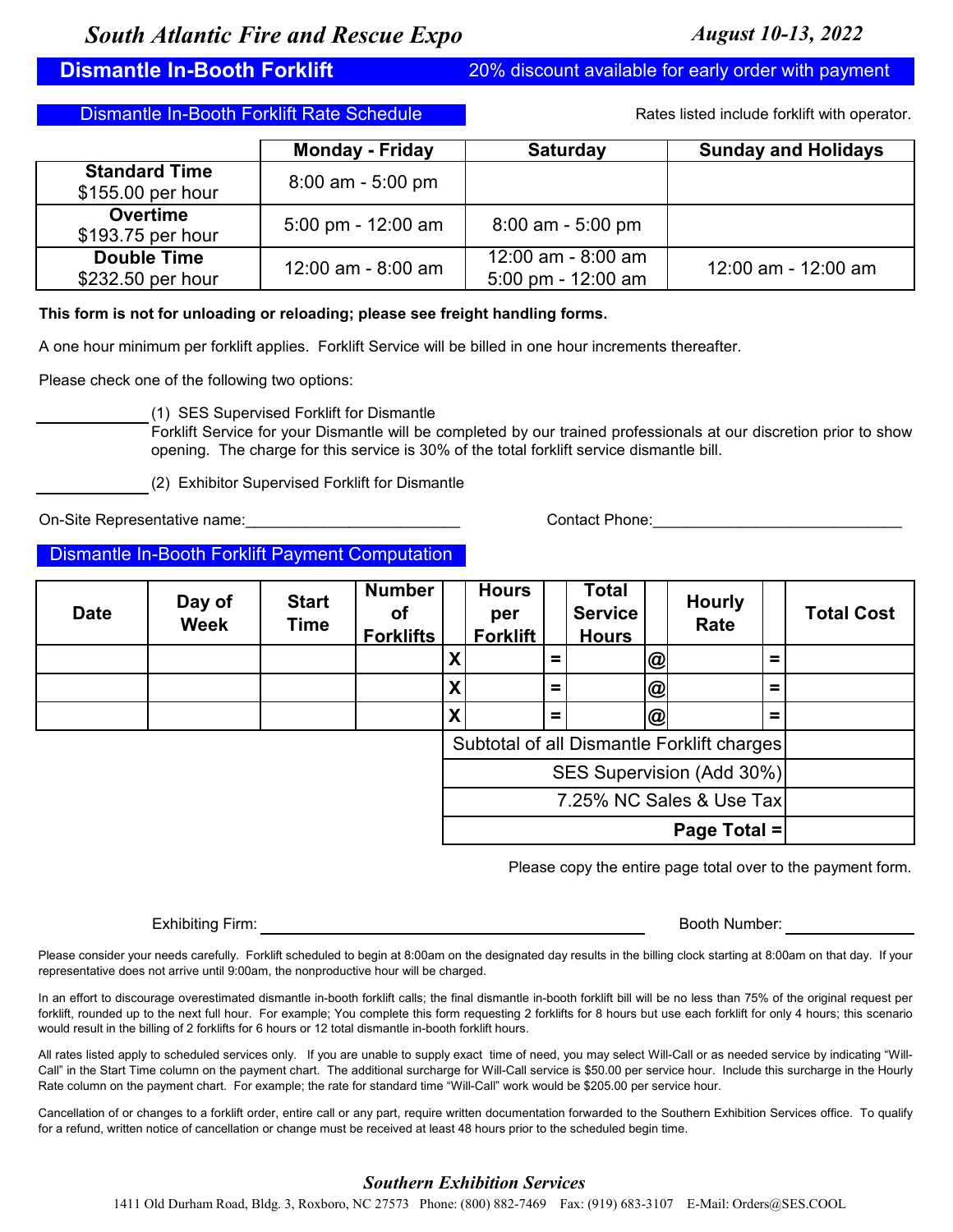# South Atlantic Fire and Rescue Expo

*August 10-13, 2022*

## Dismantle In-Booth Forklift

20% discount available for early order with payment

### Dismantle In-Booth Forklift Rate Schedule

Rates listed include forklift with operator.

| | Monday - Friday | Saturday | Sunday and Holidays |
|---|---|---|---|
| **Standard Time** $155.00 per hour | 8:00 am - 5:00 pm | | |
| **Overtime** $193.75 per hour | 5:00 pm - 12:00 am | 8:00 am - 5:00 pm | |
| **Double Time** $232.50 per hour | 12:00 am - 8:00 am | 12:00 am - 8:00 am<br>5:00 pm - 12:00 am | 12:00 am - 12:00 am |

**This form is not for unloading or reloading; please see freight handling forms.**

A one hour minimum per forklift applies. Forklift Service will be billed in one hour increments thereafter.

Please check one of the following two options:

_____________ (1) SES Supervised Forklift for Dismantle
Forklift Service for your Dismantle will be completed by our trained professionals at our discretion prior to show opening. The charge for this service is 30% of the total forklift service dismantle bill.

_____________ (2) Exhibitor Supervised Forklift for Dismantle

On-Site Representative name:_________________________ Contact Phone:_____________________________

### Dismantle In-Booth Forklift Payment Computation

| Date | Day of Week | Start Time | Number of Forklifts | | Hours per Forklift | | Total Service Hours | | Hourly Rate | | Total Cost |
|---|---|---|---|---|---|---|---|---|---|---|---|
| | | | | X | | = | | @ | | = | |
| | | | | X | | = | | @ | | = | |
| | | | | X | | = | | @ | | = | |
| | | | | Subtotal of all Dismantle Forklift charges | | | | | | | |
| | | | | SES Supervision (Add 30%) | | | | | | | |
| | | | | 7.25% NC Sales & Use Tax | | | | | | | |
| | | | | **Page Total =** | | | | | | | |

Please copy the entire page total over to the payment form.

Exhibiting Firm: ________________________________________ Booth Number: ______________

Please consider your needs carefully. Forklift scheduled to begin at 8:00am on the designated day results in the billing clock starting at 8:00am on that day. If your representative does not arrive until 9:00am, the nonproductive hour will be charged.

In an effort to discourage overestimated dismantle in-booth forklift calls; the final dismantle in-booth forklift bill will be no less than 75% of the original request per forklift, rounded up to the next full hour. For example; You complete this form requesting 2 forklifts for 8 hours but use each forklift for only 4 hours; this scenario would result in the billing of 2 forklifts for 6 hours or 12 total dismantle in-booth forklift hours.

All rates listed apply to scheduled services only. If you are unable to supply exact time of need, you may select Will-Call or as needed service by indicating "Will-Call" in the Start Time column on the payment chart. The additional surcharge for Will-Call service is $50.00 per service hour. Include this surcharge in the Hourly Rate column on the payment chart. For example; the rate for standard time "Will-Call" work would be $205.00 per service hour.

Cancellation of or changes to a forklift order, entire call or any part, require written documentation forwarded to the Southern Exhibition Services office. To qualify for a refund, written notice of cancellation or change must be received at least 48 hours prior to the scheduled begin time.

*Southern Exhibition Services*

1411 Old Durham Road, Bldg. 3, Roxboro, NC 27573 Phone: (800) 882-7469 Fax: (919) 683-3107 E-Mail: Orders@SES.COOL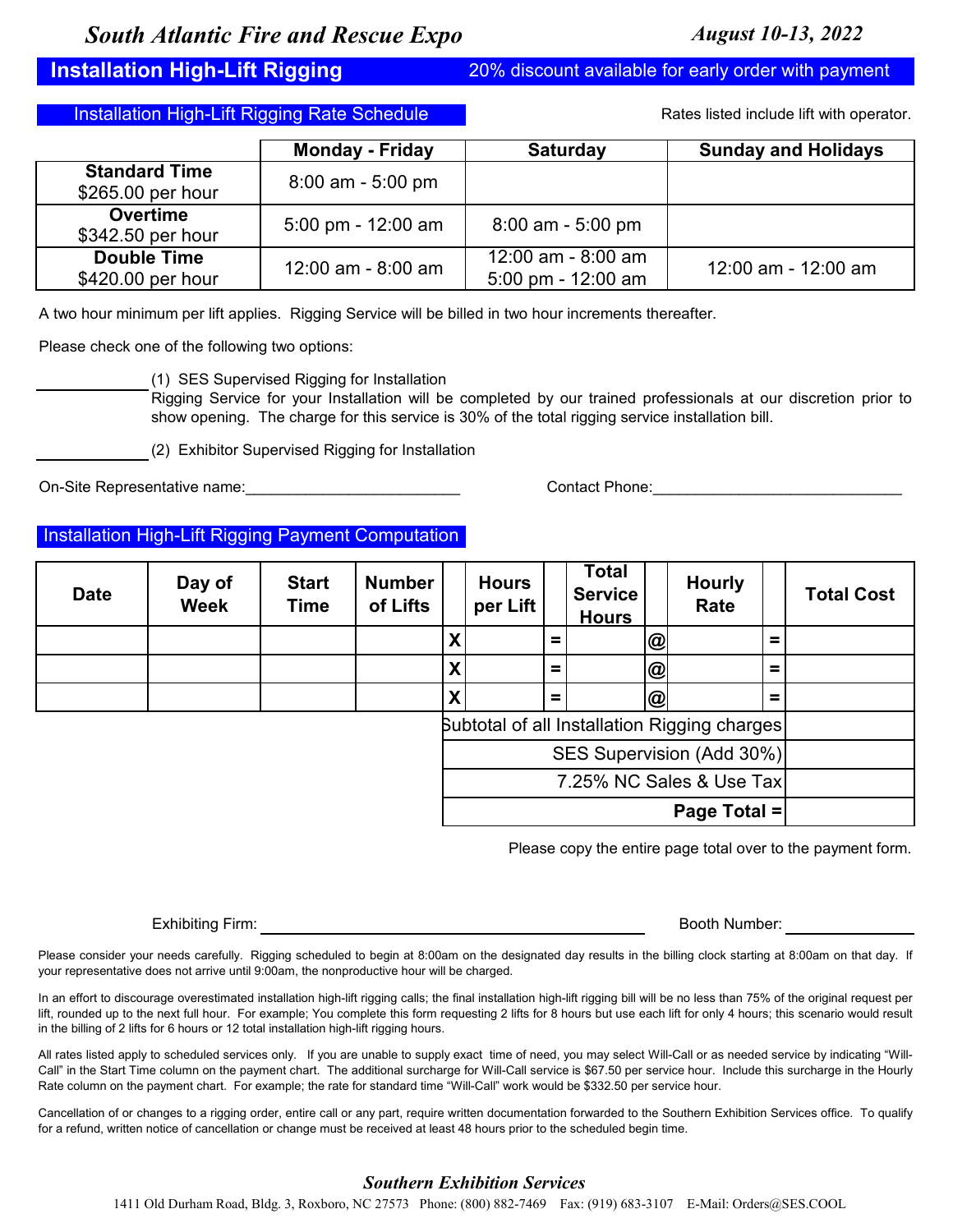*South Atlantic Fire and Rescue Expo* — *August 10-13, 2022*

## Installation High-Lift Rigging

20% discount available for early order with payment

### Installation High-Lift Rigging Rate Schedule

Rates listed include lift with operator.

| | Monday - Friday | Saturday | Sunday and Holidays |
|---|---|---|---|
| **Standard Time** $265.00 per hour | 8:00 am - 5:00 pm | | |
| **Overtime** $342.50 per hour | 5:00 pm - 12:00 am | 8:00 am - 5:00 pm | |
| **Double Time** $420.00 per hour | 12:00 am - 8:00 am | 12:00 am - 8:00 am<br>5:00 pm - 12:00 am | 12:00 am - 12:00 am |

A two hour minimum per lift applies. Rigging Service will be billed in two hour increments thereafter.

Please check one of the following two options:

_____________ (1) SES Supervised Rigging for Installation
Rigging Service for your Installation will be completed by our trained professionals at our discretion prior to show opening. The charge for this service is 30% of the total rigging service installation bill.

_____________ (2) Exhibitor Supervised Rigging for Installation

On-Site Representative name:__________________________ Contact Phone:_____________________________

### Installation High-Lift Rigging Payment Computation

| Date | Day of Week | Start Time | Number of Lifts | | Hours per Lift | | Total Service Hours | | Hourly Rate | | Total Cost |
|---|---|---|---|---|---|---|---|---|---|---|---|
| | | | | X | | = | | @ | | = | |
| | | | | X | | = | | @ | | = | |
| | | | | X | | = | | @ | | = | |
| | | | | Subtotal of all Installation Rigging charges | | | | | | | |
| | | | | SES Supervision (Add 30%) | | | | | | | |
| | | | | 7.25% NC Sales & Use Tax | | | | | | | |
| | | | | **Page Total =** | | | | | | | |

Please copy the entire page total over to the payment form.

Exhibiting Firm: ______________________________________________ Booth Number: _______________

Please consider your needs carefully. Rigging scheduled to begin at 8:00am on the designated day results in the billing clock starting at 8:00am on that day. If your representative does not arrive until 9:00am, the nonproductive hour will be charged.

In an effort to discourage overestimated installation high-lift rigging calls; the final installation high-lift rigging bill will be no less than 75% of the original request per lift, rounded up to the next full hour. For example; You complete this form requesting 2 lifts for 8 hours but use each lift for only 4 hours; this scenario would result in the billing of 2 lifts for 6 hours or 12 total installation high-lift rigging hours.

All rates listed apply to scheduled services only. If you are unable to supply exact time of need, you may select Will-Call or as needed service by indicating "Will-Call" in the Start Time column on the payment chart. The additional surcharge for Will-Call service is $67.50 per service hour. Include this surcharge in the Hourly Rate column on the payment chart. For example; the rate for standard time "Will-Call" work would be $332.50 per service hour.

Cancellation of or changes to a rigging order, entire call or any part, require written documentation forwarded to the Southern Exhibition Services office. To qualify for a refund, written notice of cancellation or change must be received at least 48 hours prior to the scheduled begin time.

*Southern Exhibition Services*

1411 Old Durham Road, Bldg. 3, Roxboro, NC 27573 Phone: (800) 882-7469 Fax: (919) 683-3107 E-Mail: Orders@SES.COOL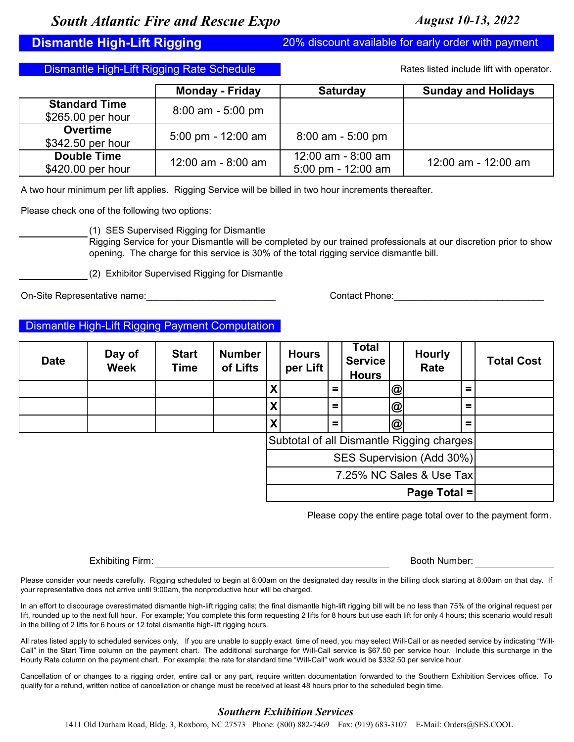*South Atlantic Fire and Rescue Expo* *August 10-13, 2022*

## Dismantle High-Lift Rigging

20% discount available for early order with payment

### Dismantle High-Lift Rigging Rate Schedule

Rates listed include lift with operator.

| | Monday - Friday | Saturday | Sunday and Holidays |
|---|---|---|---|
| **Standard Time** $265.00 per hour | 8:00 am - 5:00 pm | | |
| **Overtime** $342.50 per hour | 5:00 pm - 12:00 am | 8:00 am - 5:00 pm | |
| **Double Time** $420.00 per hour | 12:00 am - 8:00 am | 12:00 am - 8:00 am<br>5:00 pm - 12:00 am | 12:00 am - 12:00 am |

A two hour minimum per lift applies. Rigging Service will be billed in two hour increments thereafter.

Please check one of the following two options:

_____________ (1) SES Supervised Rigging for Dismantle
Rigging Service for your Dismantle will be completed by our trained professionals at our discretion prior to show opening. The charge for this service is 30% of the total rigging service dismantle bill.

_____________ (2) Exhibitor Supervised Rigging for Dismantle

On-Site Representative name:_________________________ Contact Phone:_____________________________

### Dismantle High-Lift Rigging Payment Computation

| Date | Day of Week | Start Time | Number of Lifts | | Hours per Lift | | Total Service Hours | | Hourly Rate | | Total Cost |
|---|---|---|---|---|---|---|---|---|---|---|---|
| | | | | X | | = | | @ | | = | |
| | | | | X | | = | | @ | | = | |
| | | | | X | | = | | @ | | = | |
| | | | | | | | | | | Subtotal of all Dismantle Rigging charges | |
| | | | | | | | | | | SES Supervision (Add 30%) | |
| | | | | | | | | | | 7.25% NC Sales & Use Tax | |
| | | | | | | | | | | **Page Total =** | |

Please copy the entire page total over to the payment form.

Exhibiting Firm: ___________________________________ Booth Number: ____________

Please consider your needs carefully. Rigging scheduled to begin at 8:00am on the designated day results in the billing clock starting at 8:00am on that day. If your representative does not arrive until 9:00am, the nonproductive hour will be charged.

In an effort to discourage overestimated dismantle high-lift rigging calls; the final dismantle high-lift rigging bill will be no less than 75% of the original request per lift, rounded up to the next full hour. For example; You complete this form requesting 2 lifts for 8 hours but use each lift for only 4 hours; this scenario would result in the billing of 2 lifts for 6 hours or 12 total dismantle high-lift rigging hours.

All rates listed apply to scheduled services only. If you are unable to supply exact time of need, you may select Will-Call or as needed service by indicating "Will-Call" in the Start Time column on the payment chart. The additional surcharge for Will-Call service is $67.50 per service hour. Include this surcharge in the Hourly Rate column on the payment chart. For example; the rate for standard time "Will-Call" work would be $332.50 per service hour.

Cancellation of or changes to a rigging order, entire call or any part, require written documentation forwarded to the Southern Exhibition Services office. To qualify for a refund, written notice of cancellation or change must be received at least 48 hours prior to the scheduled begin time.

*Southern Exhibition Services*

1411 Old Durham Road, Bldg. 3, Roxboro, NC 27573 Phone: (800) 882-7469 Fax: (919) 683-3107 E-Mail: Orders@SES.COOL